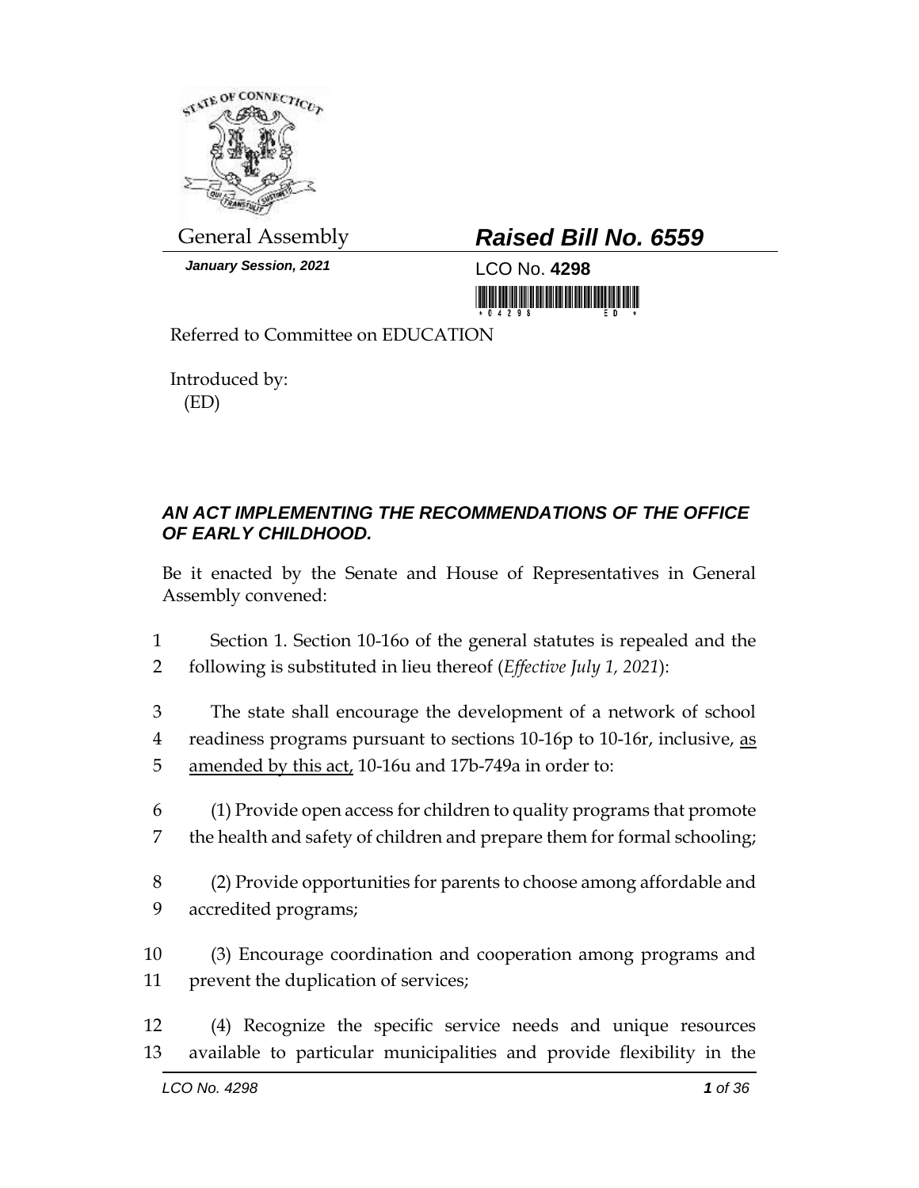General Assembly

***January Session, 2021***

# ***Raised Bill No. 6559***

LCO No. **4298**

Referred to Committee on EDUCATION

Introduced by:
(ED)

## ***AN ACT IMPLEMENTING THE RECOMMENDATIONS OF THE OFFICE OF EARLY CHILDHOOD.***

Be it enacted by the Senate and House of Representatives in General Assembly convened:

1 Section 1. Section 10-16o of the general statutes is repealed and the
2 following is substituted in lieu thereof (*Effective July 1, 2021*):

3 The state shall encourage the development of a network of school
4 readiness programs pursuant to sections 10-16p to 10-16r, inclusive, <u>as</u>
5 <u>amended by this act,</u> 10-16u and 17b-749a in order to:

6 (1) Provide open access for children to quality programs that promote
7 the health and safety of children and prepare them for formal schooling;

8 (2) Provide opportunities for parents to choose among affordable and
9 accredited programs;

10 (3) Encourage coordination and cooperation among programs and
11 prevent the duplication of services;

12 (4) Recognize the specific service needs and unique resources
13 available to particular municipalities and provide flexibility in the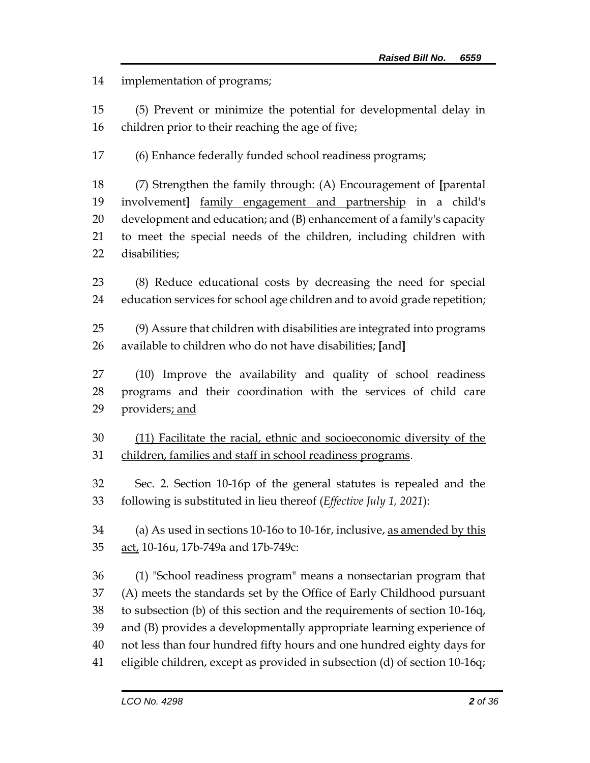implementation of programs;

(5) Prevent or minimize the potential for developmental delay in children prior to their reaching the age of five;

(6) Enhance federally funded school readiness programs;

(7) Strengthen the family through: (A) Encouragement of **[**parental involvement**]** <u>family engagement and partnership</u> in a child's development and education; and (B) enhancement of a family's capacity to meet the special needs of the children, including children with disabilities;

(8) Reduce educational costs by decreasing the need for special education services for school age children and to avoid grade repetition;

(9) Assure that children with disabilities are integrated into programs available to children who do not have disabilities; **[**and**]**

(10) Improve the availability and quality of school readiness programs and their coordination with the services of child care providers<u>; and</u>

<u>(11) Facilitate the racial, ethnic and socioeconomic diversity of the children, families and staff in school readiness programs</u>.

Sec. 2. Section 10-16p of the general statutes is repealed and the following is substituted in lieu thereof (*Effective July 1, 2021*):

(a) As used in sections 10-16o to 10-16r, inclusive, <u>as amended by this act,</u> 10-16u, 17b-749a and 17b-749c:

(1) "School readiness program" means a nonsectarian program that (A) meets the standards set by the Office of Early Childhood pursuant to subsection (b) of this section and the requirements of section 10-16q, and (B) provides a developmentally appropriate learning experience of not less than four hundred fifty hours and one hundred eighty days for eligible children, except as provided in subsection (d) of section 10-16q;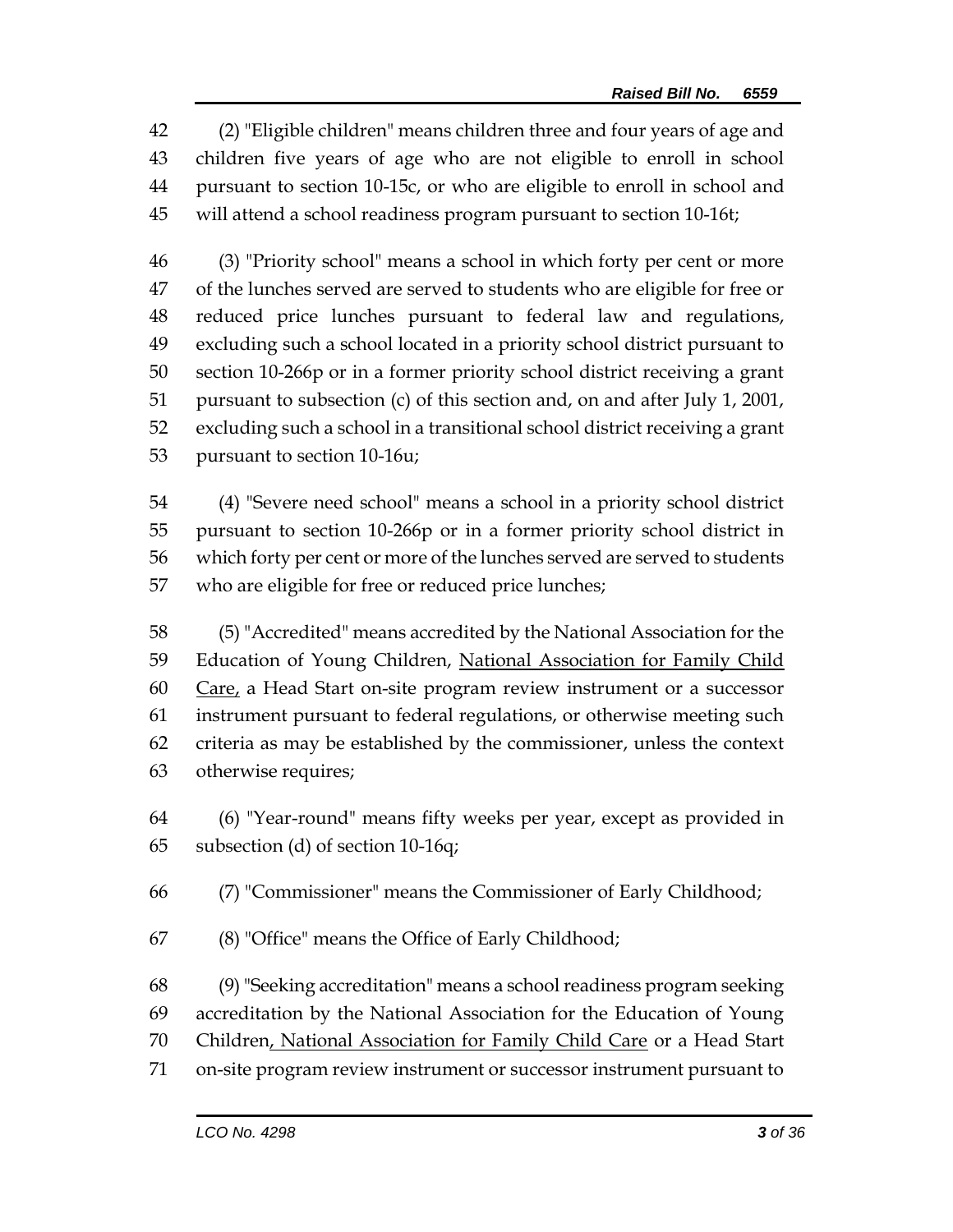42 (2) "Eligible children" means children three and four years of age and
43 children five years of age who are not eligible to enroll in school
44 pursuant to section 10-15c, or who are eligible to enroll in school and
45 will attend a school readiness program pursuant to section 10-16t;

46 (3) "Priority school" means a school in which forty per cent or more
47 of the lunches served are served to students who are eligible for free or
48 reduced price lunches pursuant to federal law and regulations,
49 excluding such a school located in a priority school district pursuant to
50 section 10-266p or in a former priority school district receiving a grant
51 pursuant to subsection (c) of this section and, on and after July 1, 2001,
52 excluding such a school in a transitional school district receiving a grant
53 pursuant to section 10-16u;

54 (4) "Severe need school" means a school in a priority school district
55 pursuant to section 10-266p or in a former priority school district in
56 which forty per cent or more of the lunches served are served to students
57 who are eligible for free or reduced price lunches;

58 (5) "Accredited" means accredited by the National Association for the
59 Education of Young Children, <u>National Association for Family Child</u>
60 <u>Care,</u> a Head Start on-site program review instrument or a successor
61 instrument pursuant to federal regulations, or otherwise meeting such
62 criteria as may be established by the commissioner, unless the context
63 otherwise requires;

64 (6) "Year-round" means fifty weeks per year, except as provided in
65 subsection (d) of section 10-16q;

66 (7) "Commissioner" means the Commissioner of Early Childhood;

67 (8) "Office" means the Office of Early Childhood;

68 (9) "Seeking accreditation" means a school readiness program seeking
69 accreditation by the National Association for the Education of Young
70 Children<u>, National Association for Family Child Care</u> or a Head Start
71 on-site program review instrument or successor instrument pursuant to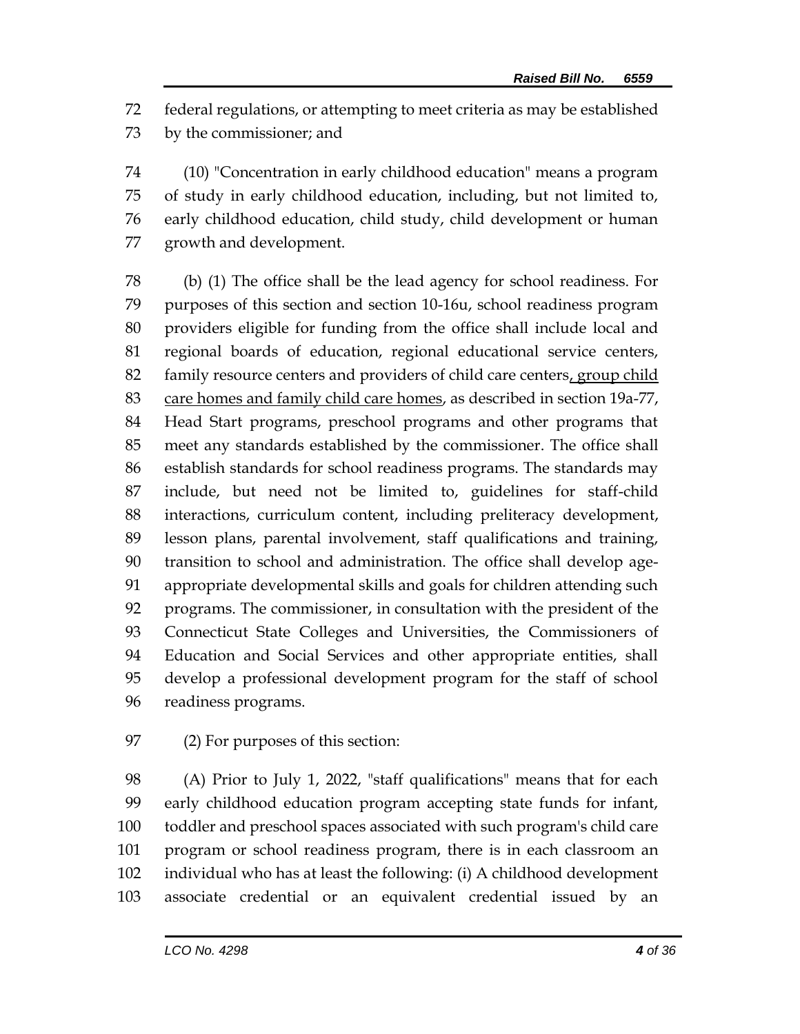federal regulations, or attempting to meet criteria as may be established by the commissioner; and

(10) "Concentration in early childhood education" means a program of study in early childhood education, including, but not limited to, early childhood education, child study, child development or human growth and development.

(b) (1) The office shall be the lead agency for school readiness. For purposes of this section and section 10-16u, school readiness program providers eligible for funding from the office shall include local and regional boards of education, regional educational service centers, family resource centers and providers of child care centers, group child care homes and family child care homes, as described in section 19a-77, Head Start programs, preschool programs and other programs that meet any standards established by the commissioner. The office shall establish standards for school readiness programs. The standards may include, but need not be limited to, guidelines for staff-child interactions, curriculum content, including preliteracy development, lesson plans, parental involvement, staff qualifications and training, transition to school and administration. The office shall develop age-appropriate developmental skills and goals for children attending such programs. The commissioner, in consultation with the president of the Connecticut State Colleges and Universities, the Commissioners of Education and Social Services and other appropriate entities, shall develop a professional development program for the staff of school readiness programs.

(2) For purposes of this section:

(A) Prior to July 1, 2022, "staff qualifications" means that for each early childhood education program accepting state funds for infant, toddler and preschool spaces associated with such program's child care program or school readiness program, there is in each classroom an individual who has at least the following: (i) A childhood development associate credential or an equivalent credential issued by an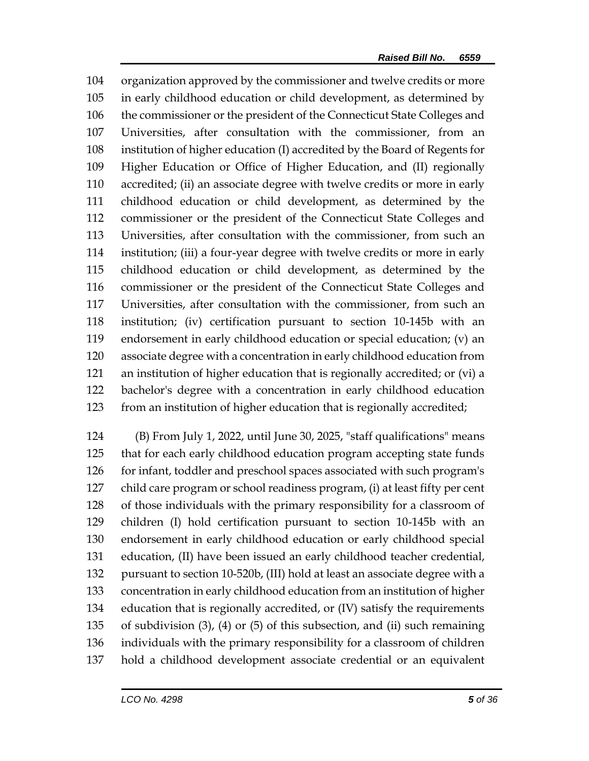organization approved by the commissioner and twelve credits or more in early childhood education or child development, as determined by the commissioner or the president of the Connecticut State Colleges and Universities, after consultation with the commissioner, from an institution of higher education (I) accredited by the Board of Regents for Higher Education or Office of Higher Education, and (II) regionally accredited; (ii) an associate degree with twelve credits or more in early childhood education or child development, as determined by the commissioner or the president of the Connecticut State Colleges and Universities, after consultation with the commissioner, from such an institution; (iii) a four-year degree with twelve credits or more in early childhood education or child development, as determined by the commissioner or the president of the Connecticut State Colleges and Universities, after consultation with the commissioner, from such an institution; (iv) certification pursuant to section 10-145b with an endorsement in early childhood education or special education; (v) an associate degree with a concentration in early childhood education from an institution of higher education that is regionally accredited; or (vi) a bachelor's degree with a concentration in early childhood education from an institution of higher education that is regionally accredited;

(B) From July 1, 2022, until June 30, 2025, "staff qualifications" means that for each early childhood education program accepting state funds for infant, toddler and preschool spaces associated with such program's child care program or school readiness program, (i) at least fifty per cent of those individuals with the primary responsibility for a classroom of children (I) hold certification pursuant to section 10-145b with an endorsement in early childhood education or early childhood special education, (II) have been issued an early childhood teacher credential, pursuant to section 10-520b, (III) hold at least an associate degree with a concentration in early childhood education from an institution of higher education that is regionally accredited, or (IV) satisfy the requirements of subdivision (3), (4) or (5) of this subsection, and (ii) such remaining individuals with the primary responsibility for a classroom of children hold a childhood development associate credential or an equivalent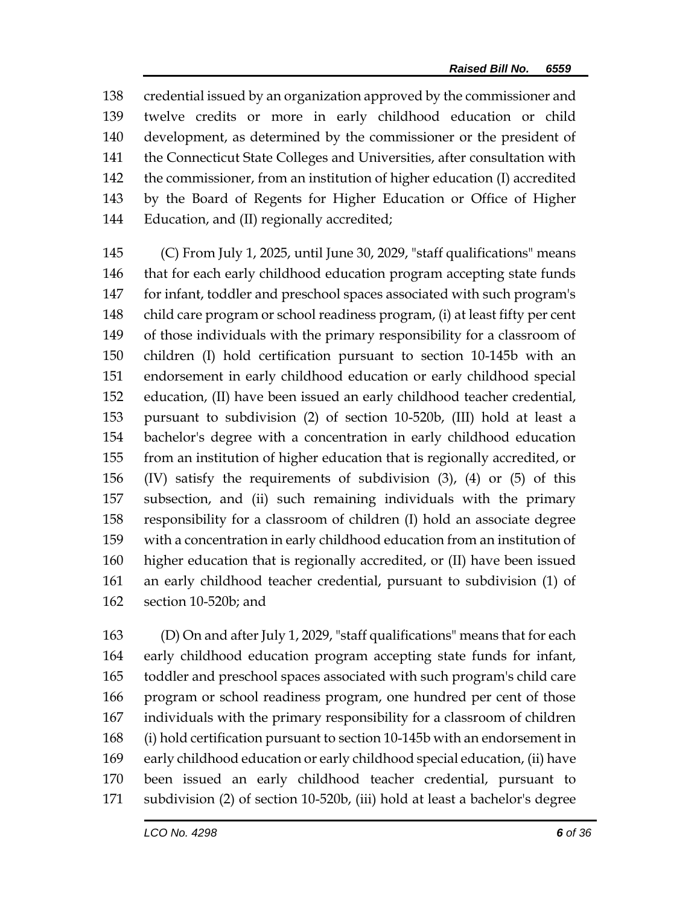138 credential issued by an organization approved by the commissioner and
139 twelve credits or more in early childhood education or child
140 development, as determined by the commissioner or the president of
141 the Connecticut State Colleges and Universities, after consultation with
142 the commissioner, from an institution of higher education (I) accredited
143 by the Board of Regents for Higher Education or Office of Higher
144 Education, and (II) regionally accredited;

145 (C) From July 1, 2025, until June 30, 2029, "staff qualifications" means
146 that for each early childhood education program accepting state funds
147 for infant, toddler and preschool spaces associated with such program's
148 child care program or school readiness program, (i) at least fifty per cent
149 of those individuals with the primary responsibility for a classroom of
150 children (I) hold certification pursuant to section 10-145b with an
151 endorsement in early childhood education or early childhood special
152 education, (II) have been issued an early childhood teacher credential,
153 pursuant to subdivision (2) of section 10-520b, (III) hold at least a
154 bachelor's degree with a concentration in early childhood education
155 from an institution of higher education that is regionally accredited, or
156 (IV) satisfy the requirements of subdivision (3), (4) or (5) of this
157 subsection, and (ii) such remaining individuals with the primary
158 responsibility for a classroom of children (I) hold an associate degree
159 with a concentration in early childhood education from an institution of
160 higher education that is regionally accredited, or (II) have been issued
161 an early childhood teacher credential, pursuant to subdivision (1) of
162 section 10-520b; and

163 (D) On and after July 1, 2029, "staff qualifications" means that for each
164 early childhood education program accepting state funds for infant,
165 toddler and preschool spaces associated with such program's child care
166 program or school readiness program, one hundred per cent of those
167 individuals with the primary responsibility for a classroom of children
168 (i) hold certification pursuant to section 10-145b with an endorsement in
169 early childhood education or early childhood special education, (ii) have
170 been issued an early childhood teacher credential, pursuant to
171 subdivision (2) of section 10-520b, (iii) hold at least a bachelor's degree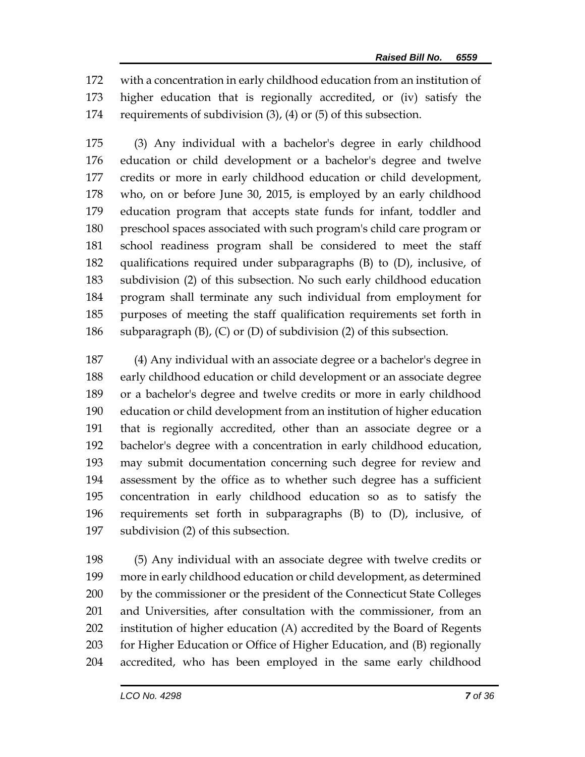with a concentration in early childhood education from an institution of higher education that is regionally accredited, or (iv) satisfy the requirements of subdivision (3), (4) or (5) of this subsection.

(3) Any individual with a bachelor's degree in early childhood education or child development or a bachelor's degree and twelve credits or more in early childhood education or child development, who, on or before June 30, 2015, is employed by an early childhood education program that accepts state funds for infant, toddler and preschool spaces associated with such program's child care program or school readiness program shall be considered to meet the staff qualifications required under subparagraphs (B) to (D), inclusive, of subdivision (2) of this subsection. No such early childhood education program shall terminate any such individual from employment for purposes of meeting the staff qualification requirements set forth in subparagraph (B), (C) or (D) of subdivision (2) of this subsection.

(4) Any individual with an associate degree or a bachelor's degree in early childhood education or child development or an associate degree or a bachelor's degree and twelve credits or more in early childhood education or child development from an institution of higher education that is regionally accredited, other than an associate degree or a bachelor's degree with a concentration in early childhood education, may submit documentation concerning such degree for review and assessment by the office as to whether such degree has a sufficient concentration in early childhood education so as to satisfy the requirements set forth in subparagraphs (B) to (D), inclusive, of subdivision (2) of this subsection.

(5) Any individual with an associate degree with twelve credits or more in early childhood education or child development, as determined by the commissioner or the president of the Connecticut State Colleges and Universities, after consultation with the commissioner, from an institution of higher education (A) accredited by the Board of Regents for Higher Education or Office of Higher Education, and (B) regionally accredited, who has been employed in the same early childhood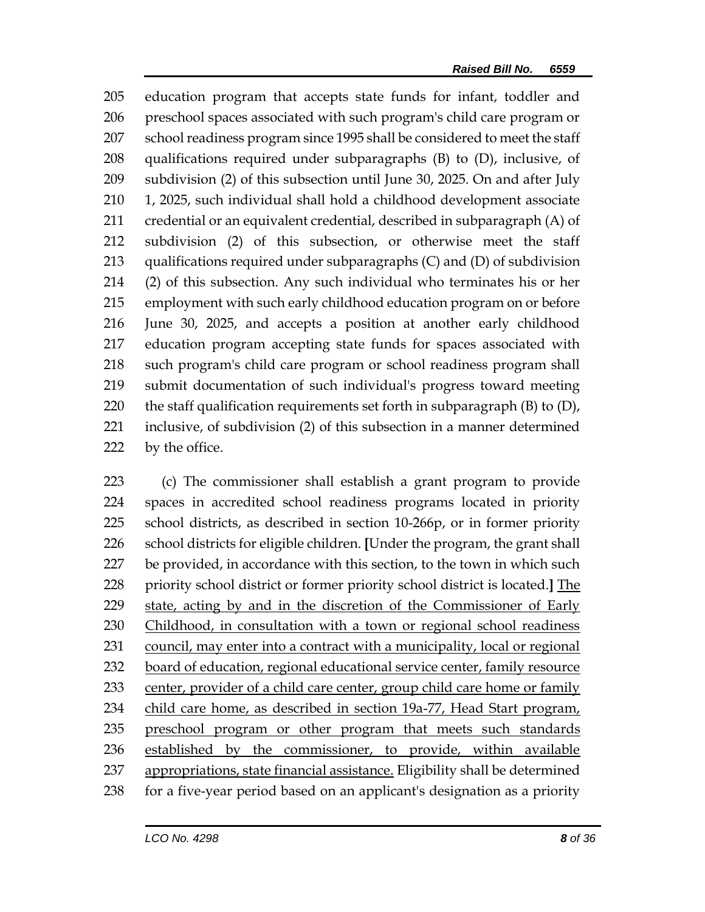education program that accepts state funds for infant, toddler and preschool spaces associated with such program's child care program or school readiness program since 1995 shall be considered to meet the staff qualifications required under subparagraphs (B) to (D), inclusive, of subdivision (2) of this subsection until June 30, 2025. On and after July 1, 2025, such individual shall hold a childhood development associate credential or an equivalent credential, described in subparagraph (A) of subdivision (2) of this subsection, or otherwise meet the staff qualifications required under subparagraphs (C) and (D) of subdivision (2) of this subsection. Any such individual who terminates his or her employment with such early childhood education program on or before June 30, 2025, and accepts a position at another early childhood education program accepting state funds for spaces associated with such program's child care program or school readiness program shall submit documentation of such individual's progress toward meeting the staff qualification requirements set forth in subparagraph (B) to (D), inclusive, of subdivision (2) of this subsection in a manner determined by the office.

(c) The commissioner shall establish a grant program to provide spaces in accredited school readiness programs located in priority school districts, as described in section 10-266p, or in former priority school districts for eligible children. [Under the program, the grant shall be provided, in accordance with this section, to the town in which such priority school district or former priority school district is located.] <u>The state, acting by and in the discretion of the Commissioner of Early Childhood, in consultation with a town or regional school readiness council, may enter into a contract with a municipality, local or regional board of education, regional educational service center, family resource center, provider of a child care center, group child care home or family child care home, as described in section 19a-77, Head Start program, preschool program or other program that meets such standards established by the commissioner, to provide, within available appropriations, state financial assistance.</u> Eligibility shall be determined for a five-year period based on an applicant's designation as a priority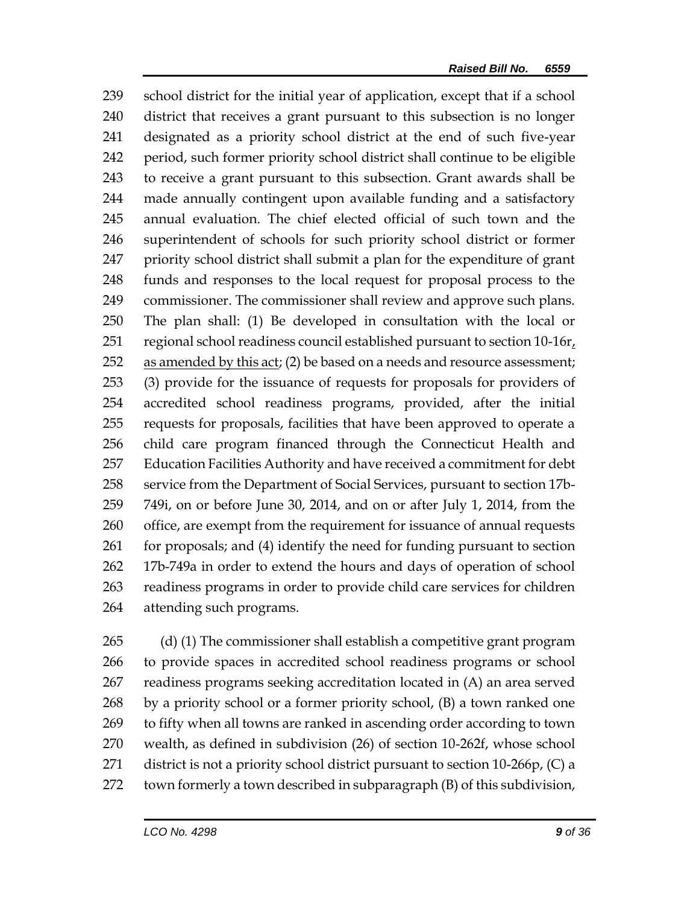239 school district for the initial year of application, except that if a school
240 district that receives a grant pursuant to this subsection is no longer
241 designated as a priority school district at the end of such five-year
242 period, such former priority school district shall continue to be eligible
243 to receive a grant pursuant to this subsection. Grant awards shall be
244 made annually contingent upon available funding and a satisfactory
245 annual evaluation. The chief elected official of such town and the
246 superintendent of schools for such priority school district or former
247 priority school district shall submit a plan for the expenditure of grant
248 funds and responses to the local request for proposal process to the
249 commissioner. The commissioner shall review and approve such plans.
250 The plan shall: (1) Be developed in consultation with the local or
251 regional school readiness council established pursuant to section 10-16r<u>,</u>
252 <u>as amended by this act</u>; (2) be based on a needs and resource assessment;
253 (3) provide for the issuance of requests for proposals for providers of
254 accredited school readiness programs, provided, after the initial
255 requests for proposals, facilities that have been approved to operate a
256 child care program financed through the Connecticut Health and
257 Education Facilities Authority and have received a commitment for debt
258 service from the Department of Social Services, pursuant to section 17b-
259 749i, on or before June 30, 2014, and on or after July 1, 2014, from the
260 office, are exempt from the requirement for issuance of annual requests
261 for proposals; and (4) identify the need for funding pursuant to section
262 17b-749a in order to extend the hours and days of operation of school
263 readiness programs in order to provide child care services for children
264 attending such programs.

265 (d) (1) The commissioner shall establish a competitive grant program
266 to provide spaces in accredited school readiness programs or school
267 readiness programs seeking accreditation located in (A) an area served
268 by a priority school or a former priority school, (B) a town ranked one
269 to fifty when all towns are ranked in ascending order according to town
270 wealth, as defined in subdivision (26) of section 10-262f, whose school
271 district is not a priority school district pursuant to section 10-266p, (C) a
272 town formerly a town described in subparagraph (B) of this subdivision,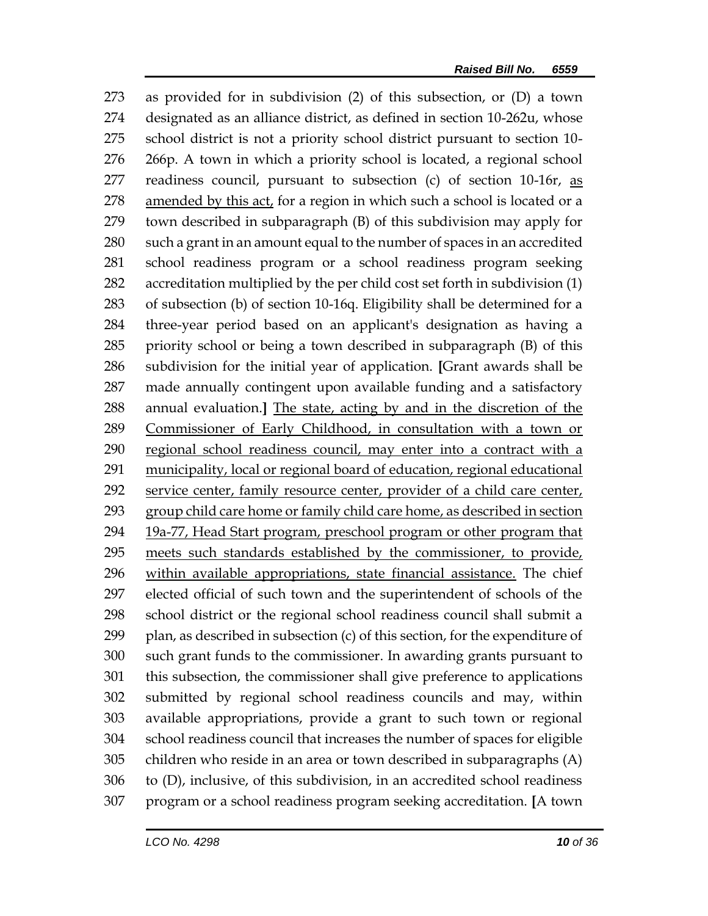as provided for in subdivision (2) of this subsection, or (D) a town designated as an alliance district, as defined in section 10-262u, whose school district is not a priority school district pursuant to section 10-266p. A town in which a priority school is located, a regional school readiness council, pursuant to subsection (c) of section 10-16r, as amended by this act, for a region in which such a school is located or a town described in subparagraph (B) of this subdivision may apply for such a grant in an amount equal to the number of spaces in an accredited school readiness program or a school readiness program seeking accreditation multiplied by the per child cost set forth in subdivision (1) of subsection (b) of section 10-16q. Eligibility shall be determined for a three-year period based on an applicant's designation as having a priority school or being a town described in subparagraph (B) of this subdivision for the initial year of application. **[**Grant awards shall be made annually contingent upon available funding and a satisfactory annual evaluation.**]** The state, acting by and in the discretion of the Commissioner of Early Childhood, in consultation with a town or regional school readiness council, may enter into a contract with a municipality, local or regional board of education, regional educational service center, family resource center, provider of a child care center, group child care home or family child care home, as described in section 19a-77, Head Start program, preschool program or other program that meets such standards established by the commissioner, to provide, within available appropriations, state financial assistance. The chief elected official of such town and the superintendent of schools of the school district or the regional school readiness council shall submit a plan, as described in subsection (c) of this section, for the expenditure of such grant funds to the commissioner. In awarding grants pursuant to this subsection, the commissioner shall give preference to applications submitted by regional school readiness councils and may, within available appropriations, provide a grant to such town or regional school readiness council that increases the number of spaces for eligible children who reside in an area or town described in subparagraphs (A) to (D), inclusive, of this subdivision, in an accredited school readiness program or a school readiness program seeking accreditation. **[**A town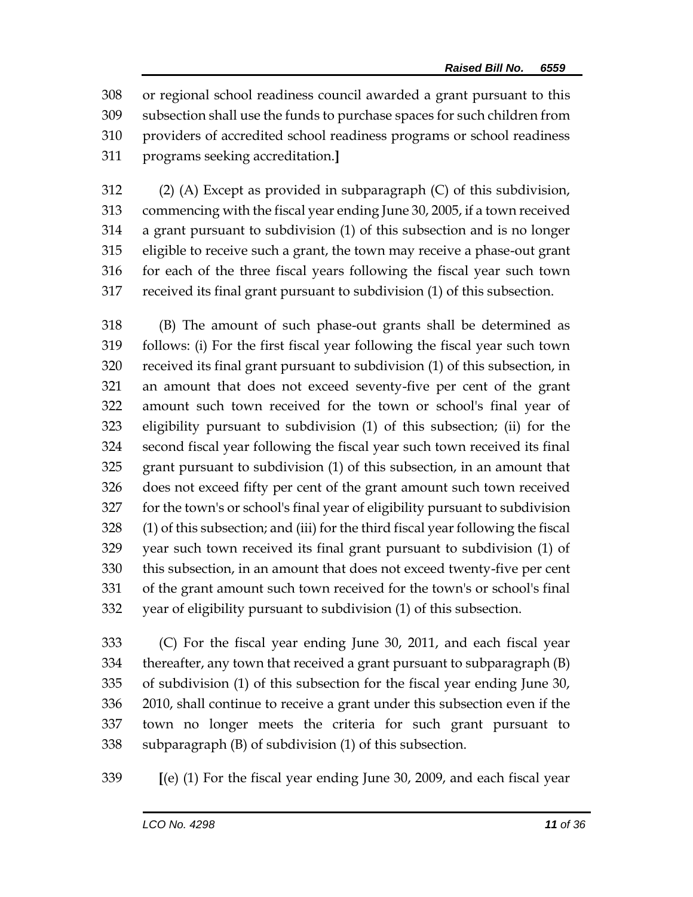308 or regional school readiness council awarded a grant pursuant to this
309 subsection shall use the funds to purchase spaces for such children from
310 providers of accredited school readiness programs or school readiness
311 programs seeking accreditation.**]**

312 (2) (A) Except as provided in subparagraph (C) of this subdivision,
313 commencing with the fiscal year ending June 30, 2005, if a town received
314 a grant pursuant to subdivision (1) of this subsection and is no longer
315 eligible to receive such a grant, the town may receive a phase-out grant
316 for each of the three fiscal years following the fiscal year such town
317 received its final grant pursuant to subdivision (1) of this subsection.

318 (B) The amount of such phase-out grants shall be determined as
319 follows: (i) For the first fiscal year following the fiscal year such town
320 received its final grant pursuant to subdivision (1) of this subsection, in
321 an amount that does not exceed seventy-five per cent of the grant
322 amount such town received for the town or school's final year of
323 eligibility pursuant to subdivision (1) of this subsection; (ii) for the
324 second fiscal year following the fiscal year such town received its final
325 grant pursuant to subdivision (1) of this subsection, in an amount that
326 does not exceed fifty per cent of the grant amount such town received
327 for the town's or school's final year of eligibility pursuant to subdivision
328 (1) of this subsection; and (iii) for the third fiscal year following the fiscal
329 year such town received its final grant pursuant to subdivision (1) of
330 this subsection, in an amount that does not exceed twenty-five per cent
331 of the grant amount such town received for the town's or school's final
332 year of eligibility pursuant to subdivision (1) of this subsection.

333 (C) For the fiscal year ending June 30, 2011, and each fiscal year
334 thereafter, any town that received a grant pursuant to subparagraph (B)
335 of subdivision (1) of this subsection for the fiscal year ending June 30,
336 2010, shall continue to receive a grant under this subsection even if the
337 town no longer meets the criteria for such grant pursuant to
338 subparagraph (B) of subdivision (1) of this subsection.

339 **[**(e) (1) For the fiscal year ending June 30, 2009, and each fiscal year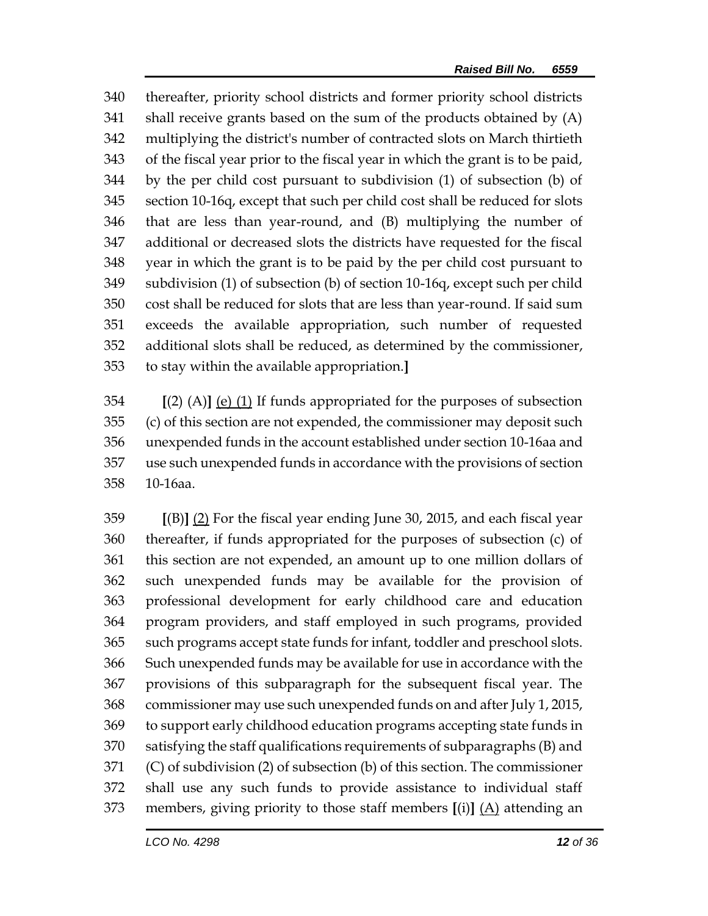340 thereafter, priority school districts and former priority school districts
341 shall receive grants based on the sum of the products obtained by (A)
342 multiplying the district's number of contracted slots on March thirtieth
343 of the fiscal year prior to the fiscal year in which the grant is to be paid,
344 by the per child cost pursuant to subdivision (1) of subsection (b) of
345 section 10-16q, except that such per child cost shall be reduced for slots
346 that are less than year-round, and (B) multiplying the number of
347 additional or decreased slots the districts have requested for the fiscal
348 year in which the grant is to be paid by the per child cost pursuant to
349 subdivision (1) of subsection (b) of section 10-16q, except such per child
350 cost shall be reduced for slots that are less than year-round. If said sum
351 exceeds the available appropriation, such number of requested
352 additional slots shall be reduced, as determined by the commissioner,
353 to stay within the available appropriation.**]**

354 **[**(2) (A)**]** <u>(e) (1)</u> If funds appropriated for the purposes of subsection
355 (c) of this section are not expended, the commissioner may deposit such
356 unexpended funds in the account established under section 10-16aa and
357 use such unexpended funds in accordance with the provisions of section
358 10-16aa.

359 **[**(B)**]** <u>(2)</u> For the fiscal year ending June 30, 2015, and each fiscal year
360 thereafter, if funds appropriated for the purposes of subsection (c) of
361 this section are not expended, an amount up to one million dollars of
362 such unexpended funds may be available for the provision of
363 professional development for early childhood care and education
364 program providers, and staff employed in such programs, provided
365 such programs accept state funds for infant, toddler and preschool slots.
366 Such unexpended funds may be available for use in accordance with the
367 provisions of this subparagraph for the subsequent fiscal year. The
368 commissioner may use such unexpended funds on and after July 1, 2015,
369 to support early childhood education programs accepting state funds in
370 satisfying the staff qualifications requirements of subparagraphs (B) and
371 (C) of subdivision (2) of subsection (b) of this section. The commissioner
372 shall use any such funds to provide assistance to individual staff
373 members, giving priority to those staff members **[**(i)**]** <u>(A)</u> attending an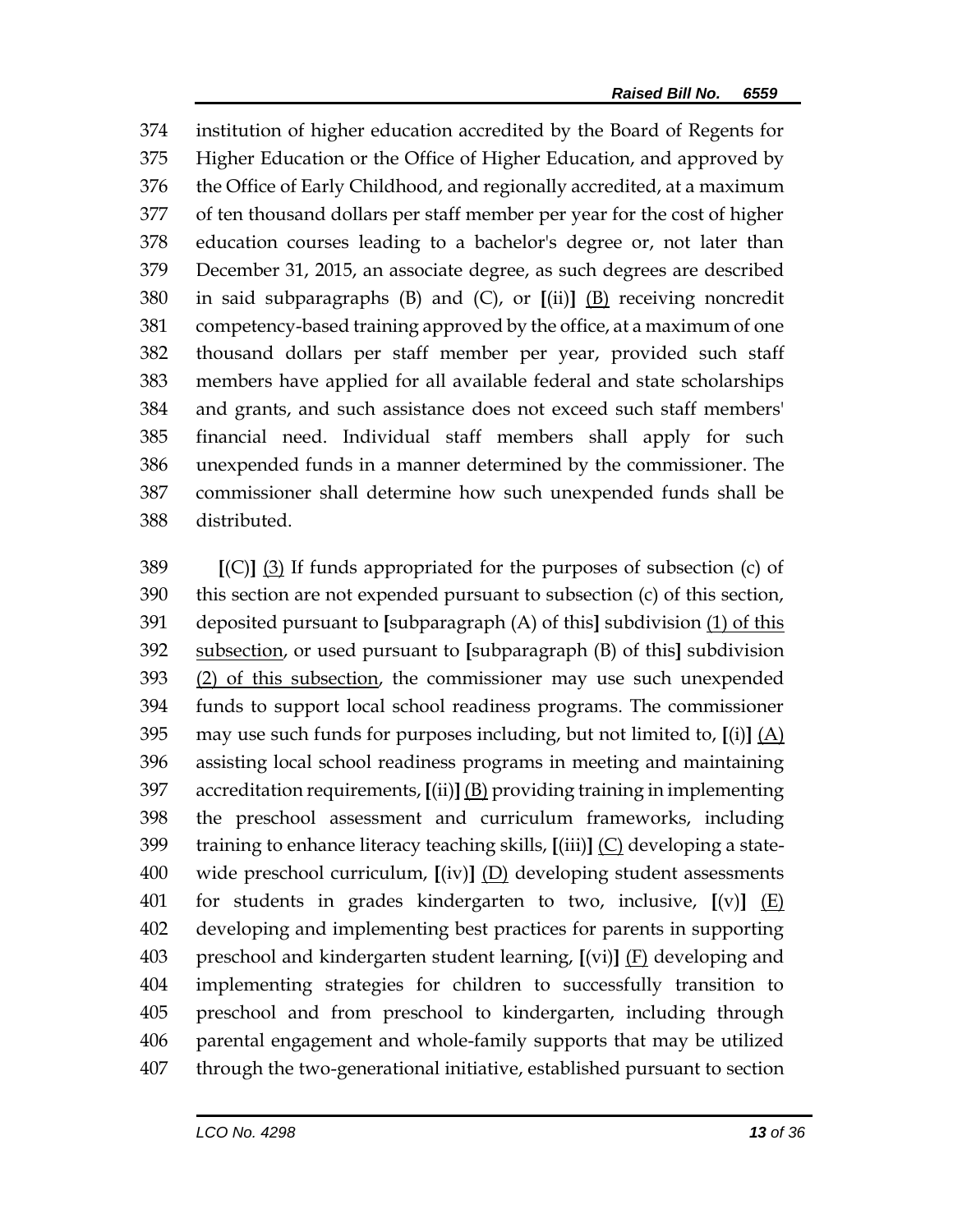374 institution of higher education accredited by the Board of Regents for
375 Higher Education or the Office of Higher Education, and approved by
376 the Office of Early Childhood, and regionally accredited, at a maximum
377 of ten thousand dollars per staff member per year for the cost of higher
378 education courses leading to a bachelor's degree or, not later than
379 December 31, 2015, an associate degree, as such degrees are described
380 in said subparagraphs (B) and (C), or **[**(ii)**]** <u>(B)</u> receiving noncredit
381 competency-based training approved by the office, at a maximum of one
382 thousand dollars per staff member per year, provided such staff
383 members have applied for all available federal and state scholarships
384 and grants, and such assistance does not exceed such staff members'
385 financial need. Individual staff members shall apply for such
386 unexpended funds in a manner determined by the commissioner. The
387 commissioner shall determine how such unexpended funds shall be
388 distributed.

389 **[**(C)**]** <u>(3)</u> If funds appropriated for the purposes of subsection (c) of
390 this section are not expended pursuant to subsection (c) of this section,
391 deposited pursuant to **[**subparagraph (A) of this**]** subdivision <u>(1) of this</u>
392 <u>subsection</u>, or used pursuant to **[**subparagraph (B) of this**]** subdivision
393 <u>(2) of this subsection</u>, the commissioner may use such unexpended
394 funds to support local school readiness programs. The commissioner
395 may use such funds for purposes including, but not limited to, **[**(i)**]** <u>(A)</u>
396 assisting local school readiness programs in meeting and maintaining
397 accreditation requirements, **[**(ii)**]** <u>(B)</u> providing training in implementing
398 the preschool assessment and curriculum frameworks, including
399 training to enhance literacy teaching skills, **[**(iii)**]** <u>(C)</u> developing a state-
400 wide preschool curriculum, **[**(iv)**]** <u>(D)</u> developing student assessments
401 for students in grades kindergarten to two, inclusive, **[**(v)**]** <u>(E)</u>
402 developing and implementing best practices for parents in supporting
403 preschool and kindergarten student learning, **[**(vi)**]** <u>(F)</u> developing and
404 implementing strategies for children to successfully transition to
405 preschool and from preschool to kindergarten, including through
406 parental engagement and whole-family supports that may be utilized
407 through the two-generational initiative, established pursuant to section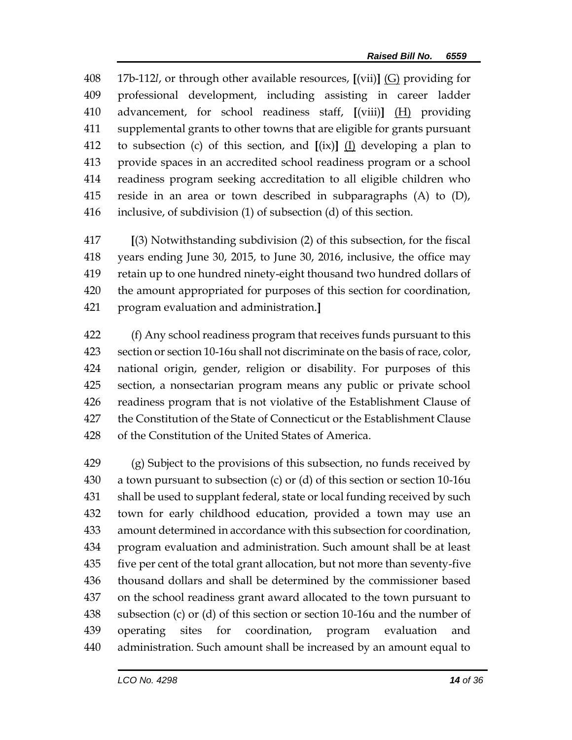408 17b-112*l*, or through other available resources, [(vii)] <u>(G)</u> providing for
409 professional development, including assisting in career ladder
410 advancement, for school readiness staff, [(viii)] <u>(H)</u> providing
411 supplemental grants to other towns that are eligible for grants pursuant
412 to subsection (c) of this section, and [(ix)] <u>(I)</u> developing a plan to
413 provide spaces in an accredited school readiness program or a school
414 readiness program seeking accreditation to all eligible children who
415 reside in an area or town described in subparagraphs (A) to (D),
416 inclusive, of subdivision (1) of subsection (d) of this section.

417 [(3) Notwithstanding subdivision (2) of this subsection, for the fiscal
418 years ending June 30, 2015, to June 30, 2016, inclusive, the office may
419 retain up to one hundred ninety-eight thousand two hundred dollars of
420 the amount appropriated for purposes of this section for coordination,
421 program evaluation and administration.]

422 (f) Any school readiness program that receives funds pursuant to this
423 section or section 10-16u shall not discriminate on the basis of race, color,
424 national origin, gender, religion or disability. For purposes of this
425 section, a nonsectarian program means any public or private school
426 readiness program that is not violative of the Establishment Clause of
427 the Constitution of the State of Connecticut or the Establishment Clause
428 of the Constitution of the United States of America.

429 (g) Subject to the provisions of this subsection, no funds received by
430 a town pursuant to subsection (c) or (d) of this section or section 10-16u
431 shall be used to supplant federal, state or local funding received by such
432 town for early childhood education, provided a town may use an
433 amount determined in accordance with this subsection for coordination,
434 program evaluation and administration. Such amount shall be at least
435 five per cent of the total grant allocation, but not more than seventy-five
436 thousand dollars and shall be determined by the commissioner based
437 on the school readiness grant award allocated to the town pursuant to
438 subsection (c) or (d) of this section or section 10-16u and the number of
439 operating sites for coordination, program evaluation and
440 administration. Such amount shall be increased by an amount equal to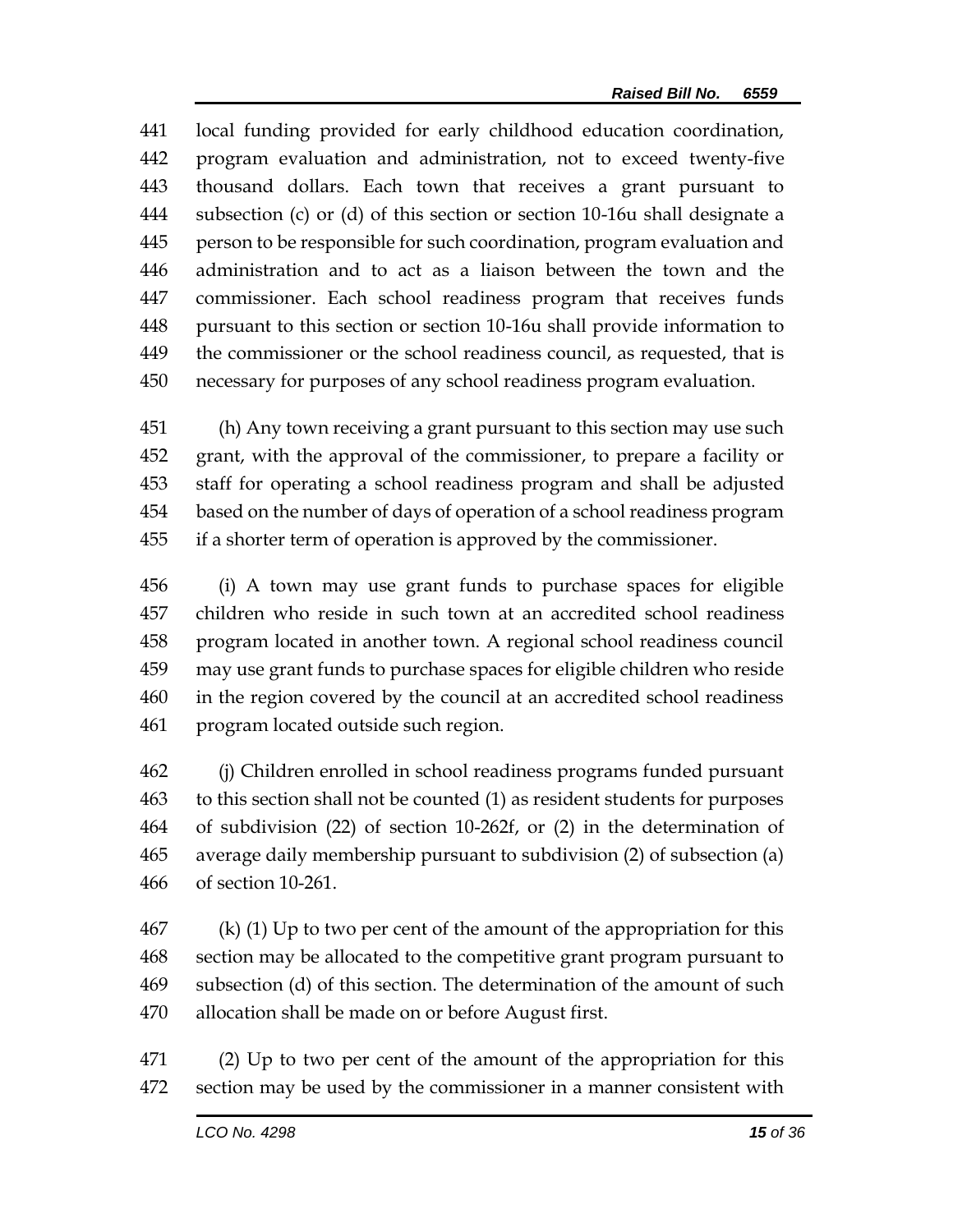441 local funding provided for early childhood education coordination, 442 program evaluation and administration, not to exceed twenty-five 443 thousand dollars. Each town that receives a grant pursuant to 444 subsection (c) or (d) of this section or section 10-16u shall designate a 445 person to be responsible for such coordination, program evaluation and 446 administration and to act as a liaison between the town and the 447 commissioner. Each school readiness program that receives funds 448 pursuant to this section or section 10-16u shall provide information to 449 the commissioner or the school readiness council, as requested, that is 450 necessary for purposes of any school readiness program evaluation.

451 (h) Any town receiving a grant pursuant to this section may use such 452 grant, with the approval of the commissioner, to prepare a facility or 453 staff for operating a school readiness program and shall be adjusted 454 based on the number of days of operation of a school readiness program 455 if a shorter term of operation is approved by the commissioner.

456 (i) A town may use grant funds to purchase spaces for eligible 457 children who reside in such town at an accredited school readiness 458 program located in another town. A regional school readiness council 459 may use grant funds to purchase spaces for eligible children who reside 460 in the region covered by the council at an accredited school readiness 461 program located outside such region.

462 (j) Children enrolled in school readiness programs funded pursuant 463 to this section shall not be counted (1) as resident students for purposes 464 of subdivision (22) of section 10-262f, or (2) in the determination of 465 average daily membership pursuant to subdivision (2) of subsection (a) 466 of section 10-261.

467 (k) (1) Up to two per cent of the amount of the appropriation for this 468 section may be allocated to the competitive grant program pursuant to 469 subsection (d) of this section. The determination of the amount of such 470 allocation shall be made on or before August first.

471 (2) Up to two per cent of the amount of the appropriation for this 472 section may be used by the commissioner in a manner consistent with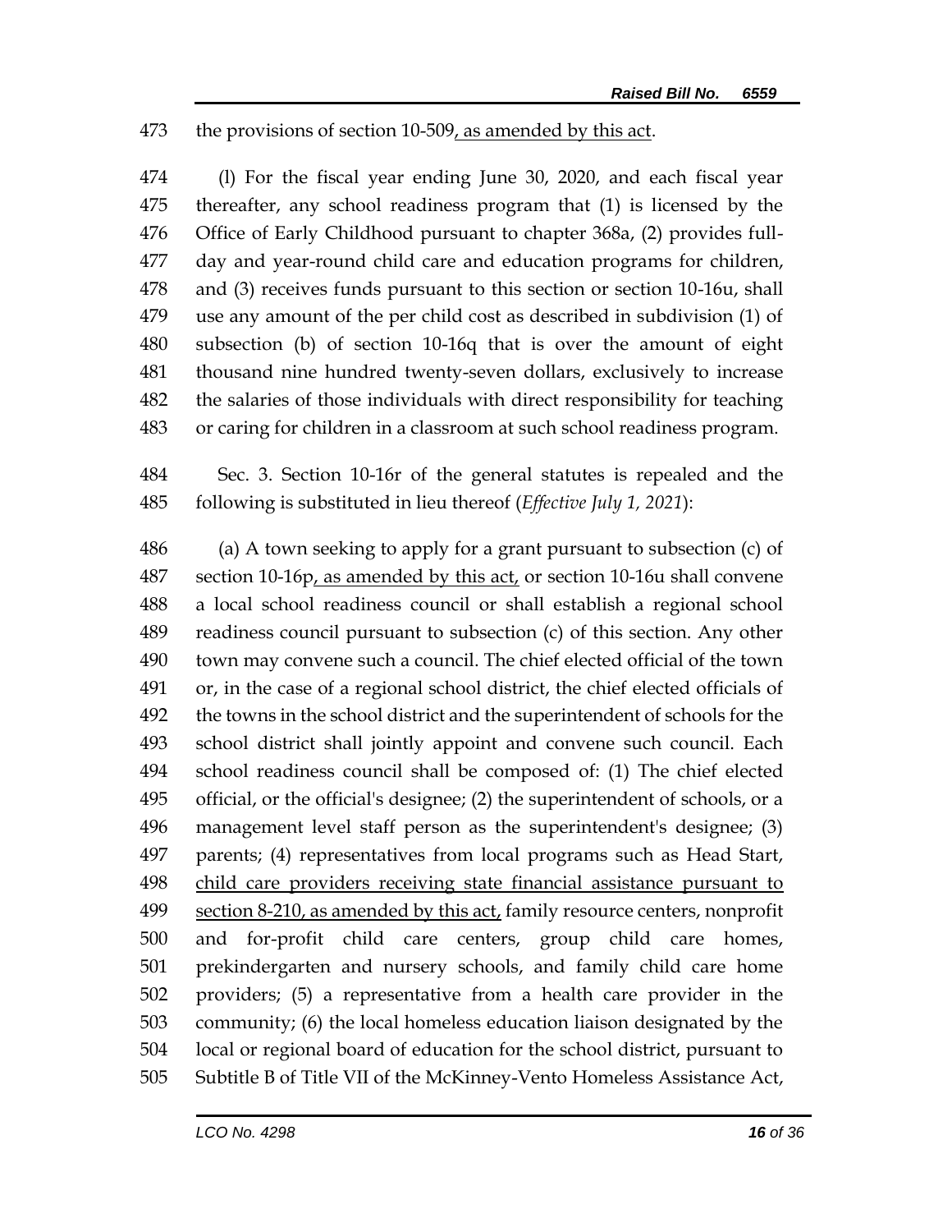the provisions of section 10-509, as amended by this act.

(l) For the fiscal year ending June 30, 2020, and each fiscal year thereafter, any school readiness program that (1) is licensed by the Office of Early Childhood pursuant to chapter 368a, (2) provides full-day and year-round child care and education programs for children, and (3) receives funds pursuant to this section or section 10-16u, shall use any amount of the per child cost as described in subdivision (1) of subsection (b) of section 10-16q that is over the amount of eight thousand nine hundred twenty-seven dollars, exclusively to increase the salaries of those individuals with direct responsibility for teaching or caring for children in a classroom at such school readiness program.

Sec. 3. Section 10-16r of the general statutes is repealed and the following is substituted in lieu thereof (*Effective July 1, 2021*):

(a) A town seeking to apply for a grant pursuant to subsection (c) of section 10-16p, as amended by this act, or section 10-16u shall convene a local school readiness council or shall establish a regional school readiness council pursuant to subsection (c) of this section. Any other town may convene such a council. The chief elected official of the town or, in the case of a regional school district, the chief elected officials of the towns in the school district and the superintendent of schools for the school district shall jointly appoint and convene such council. Each school readiness council shall be composed of: (1) The chief elected official, or the official's designee; (2) the superintendent of schools, or a management level staff person as the superintendent's designee; (3) parents; (4) representatives from local programs such as Head Start, child care providers receiving state financial assistance pursuant to section 8-210, as amended by this act, family resource centers, nonprofit and for-profit child care centers, group child care homes, prekindergarten and nursery schools, and family child care home providers; (5) a representative from a health care provider in the community; (6) the local homeless education liaison designated by the local or regional board of education for the school district, pursuant to Subtitle B of Title VII of the McKinney-Vento Homeless Assistance Act,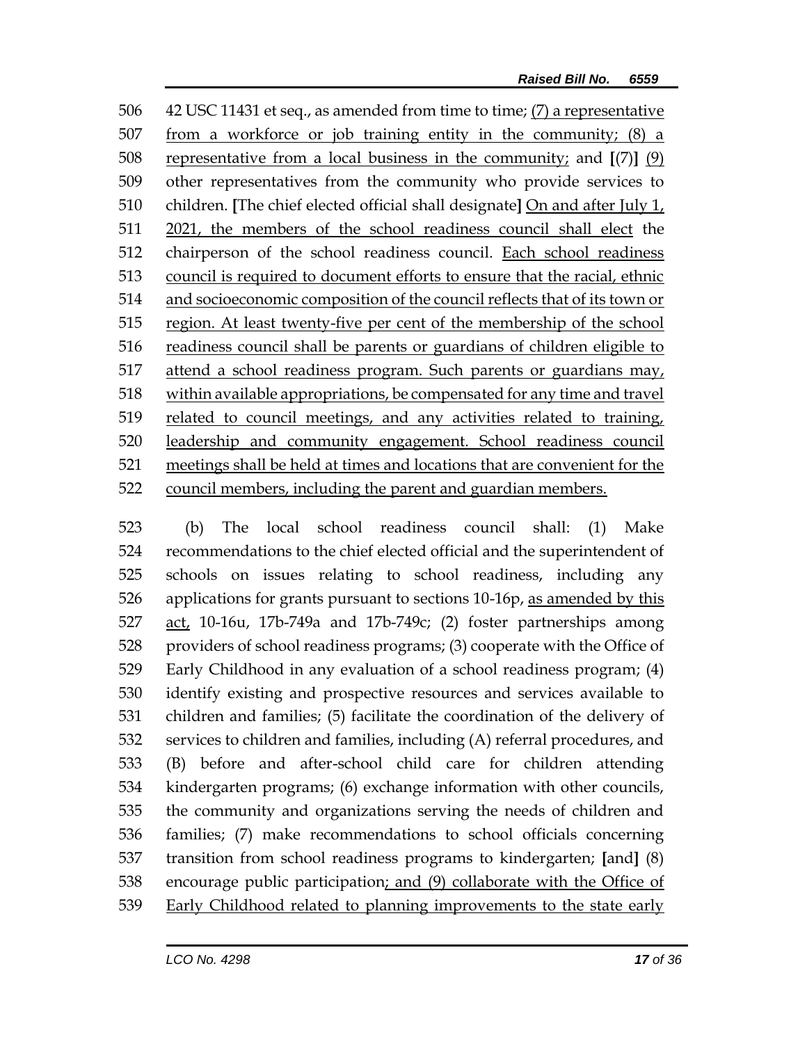506 42 USC 11431 et seq., as amended from time to time; <u>(7) a representative</u>
507 <u>from a workforce or job training entity in the community; (8) a</u>
508 <u>representative from a local business in the community;</u> and **[**(7)**]** <u>(9)</u>
509 other representatives from the community who provide services to
510 children. **[**The chief elected official shall designate**]** <u>On and after July 1,</u>
511 <u>2021, the members of the school readiness council shall elect</u> the
512 chairperson of the school readiness council. <u>Each school readiness</u>
513 <u>council is required to document efforts to ensure that the racial, ethnic</u>
514 <u>and socioeconomic composition of the council reflects that of its town or</u>
515 <u>region. At least twenty-five per cent of the membership of the school</u>
516 <u>readiness council shall be parents or guardians of children eligible to</u>
517 <u>attend a school readiness program. Such parents or guardians may,</u>
518 <u>within available appropriations, be compensated for any time and travel</u>
519 <u>related to council meetings, and any activities related to training,</u>
520 <u>leadership and community engagement. School readiness council</u>
521 <u>meetings shall be held at times and locations that are convenient for the</u>
522 <u>council members, including the parent and guardian members.</u>

523 (b) The local school readiness council shall: (1) Make
524 recommendations to the chief elected official and the superintendent of
525 schools on issues relating to school readiness, including any
526 applications for grants pursuant to sections 10-16p, <u>as amended by this</u>
527 <u>act,</u> 10-16u, 17b-749a and 17b-749c; (2) foster partnerships among
528 providers of school readiness programs; (3) cooperate with the Office of
529 Early Childhood in any evaluation of a school readiness program; (4)
530 identify existing and prospective resources and services available to
531 children and families; (5) facilitate the coordination of the delivery of
532 services to children and families, including (A) referral procedures, and
533 (B) before and after-school child care for children attending
534 kindergarten programs; (6) exchange information with other councils,
535 the community and organizations serving the needs of children and
536 families; (7) make recommendations to school officials concerning
537 transition from school readiness programs to kindergarten; **[**and**]** (8)
538 encourage public participation<u>; and (9) collaborate with the Office of</u>
539 <u>Early Childhood related to planning improvements to the state early</u>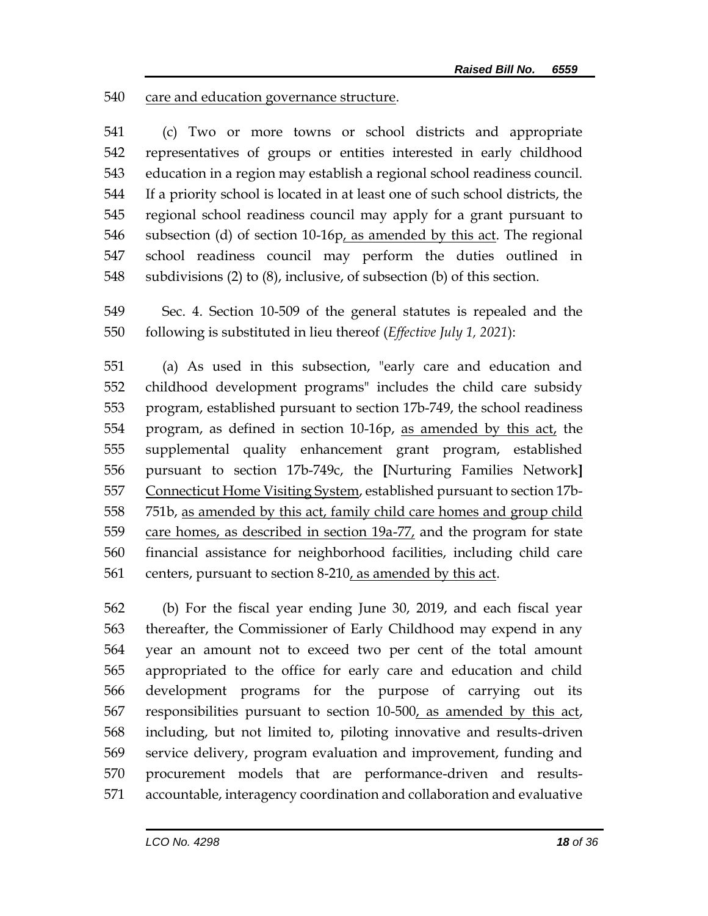540 care and education governance structure.

541 (c) Two or more towns or school districts and appropriate
542 representatives of groups or entities interested in early childhood
543 education in a region may establish a regional school readiness council.
544 If a priority school is located in at least one of such school districts, the
545 regional school readiness council may apply for a grant pursuant to
546 subsection (d) of section 10-16p, as amended by this act. The regional
547 school readiness council may perform the duties outlined in
548 subdivisions (2) to (8), inclusive, of subsection (b) of this section.

549 Sec. 4. Section 10-509 of the general statutes is repealed and the
550 following is substituted in lieu thereof (*Effective July 1, 2021*):

551 (a) As used in this subsection, "early care and education and
552 childhood development programs" includes the child care subsidy
553 program, established pursuant to section 17b-749, the school readiness
554 program, as defined in section 10-16p, as amended by this act, the
555 supplemental quality enhancement grant program, established
556 pursuant to section 17b-749c, the **[**Nurturing Families Network**]**
557 Connecticut Home Visiting System, established pursuant to section 17b-
558 751b, as amended by this act, family child care homes and group child
559 care homes, as described in section 19a-77, and the program for state
560 financial assistance for neighborhood facilities, including child care
561 centers, pursuant to section 8-210, as amended by this act.

562 (b) For the fiscal year ending June 30, 2019, and each fiscal year
563 thereafter, the Commissioner of Early Childhood may expend in any
564 year an amount not to exceed two per cent of the total amount
565 appropriated to the office for early care and education and child
566 development programs for the purpose of carrying out its
567 responsibilities pursuant to section 10-500, as amended by this act,
568 including, but not limited to, piloting innovative and results-driven
569 service delivery, program evaluation and improvement, funding and
570 procurement models that are performance-driven and results-
571 accountable, interagency coordination and collaboration and evaluative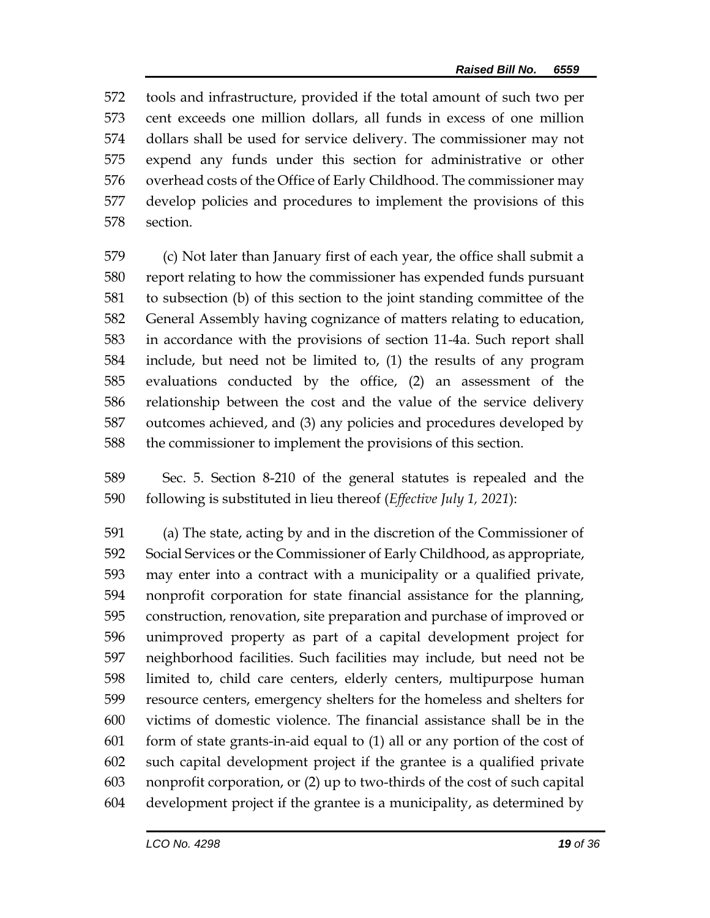572 tools and infrastructure, provided if the total amount of such two per
573 cent exceeds one million dollars, all funds in excess of one million
574 dollars shall be used for service delivery. The commissioner may not
575 expend any funds under this section for administrative or other
576 overhead costs of the Office of Early Childhood. The commissioner may
577 develop policies and procedures to implement the provisions of this
578 section.

579 (c) Not later than January first of each year, the office shall submit a
580 report relating to how the commissioner has expended funds pursuant
581 to subsection (b) of this section to the joint standing committee of the
582 General Assembly having cognizance of matters relating to education,
583 in accordance with the provisions of section 11-4a. Such report shall
584 include, but need not be limited to, (1) the results of any program
585 evaluations conducted by the office, (2) an assessment of the
586 relationship between the cost and the value of the service delivery
587 outcomes achieved, and (3) any policies and procedures developed by
588 the commissioner to implement the provisions of this section.

589 Sec. 5. Section 8-210 of the general statutes is repealed and the
590 following is substituted in lieu thereof (*Effective July 1, 2021*):

591 (a) The state, acting by and in the discretion of the Commissioner of
592 Social Services or the Commissioner of Early Childhood, as appropriate,
593 may enter into a contract with a municipality or a qualified private,
594 nonprofit corporation for state financial assistance for the planning,
595 construction, renovation, site preparation and purchase of improved or
596 unimproved property as part of a capital development project for
597 neighborhood facilities. Such facilities may include, but need not be
598 limited to, child care centers, elderly centers, multipurpose human
599 resource centers, emergency shelters for the homeless and shelters for
600 victims of domestic violence. The financial assistance shall be in the
601 form of state grants-in-aid equal to (1) all or any portion of the cost of
602 such capital development project if the grantee is a qualified private
603 nonprofit corporation, or (2) up to two-thirds of the cost of such capital
604 development project if the grantee is a municipality, as determined by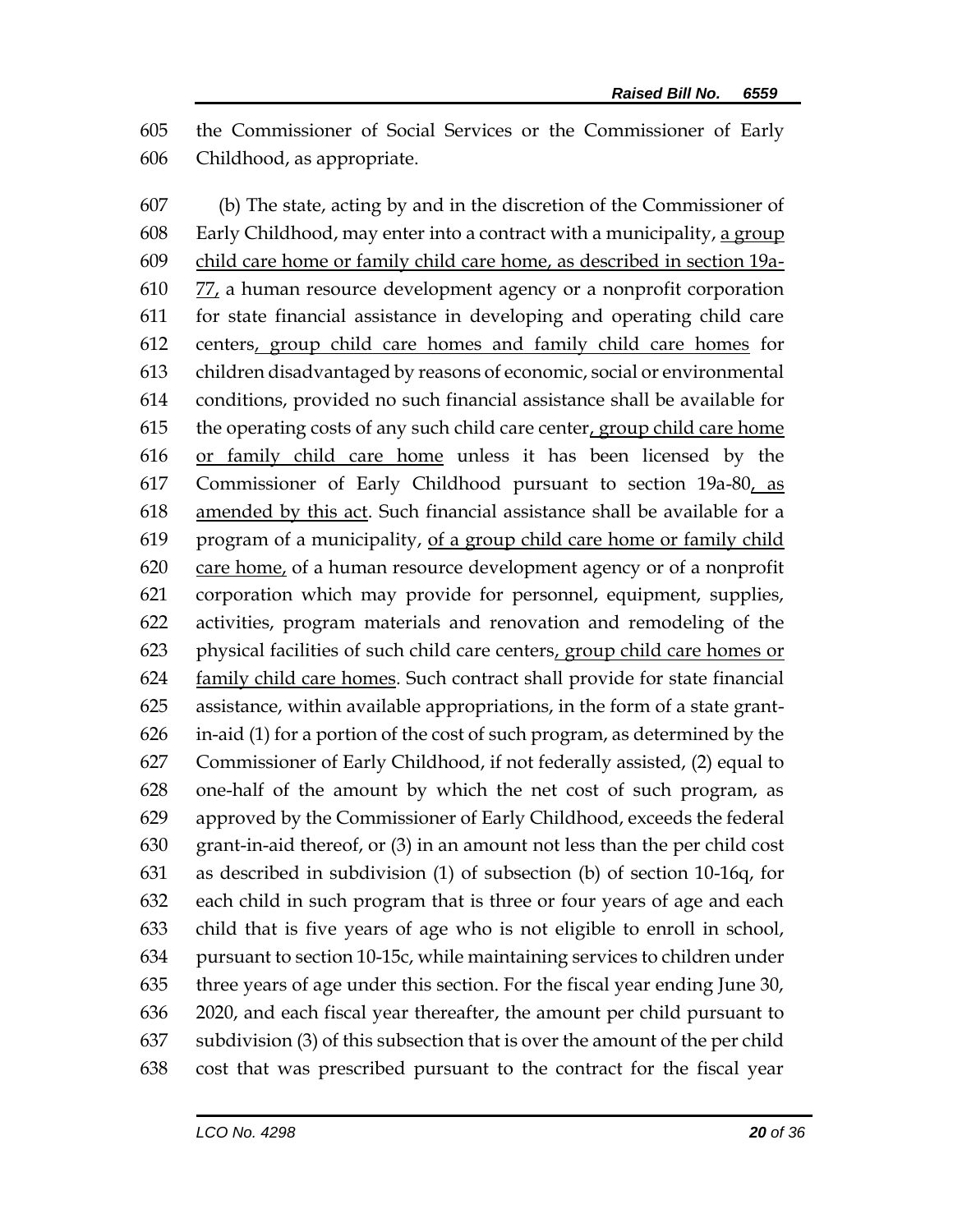605 the Commissioner of Social Services or the Commissioner of Early
606 Childhood, as appropriate.

607 (b) The state, acting by and in the discretion of the Commissioner of
608 Early Childhood, may enter into a contract with a municipality, <u>a group</u>
609 <u>child care home or family child care home, as described in section 19a-</u>
610 <u>77,</u> a human resource development agency or a nonprofit corporation
611 for state financial assistance in developing and operating child care
612 centers<u>, group child care homes and family child care homes</u> for
613 children disadvantaged by reasons of economic, social or environmental
614 conditions, provided no such financial assistance shall be available for
615 the operating costs of any such child care center<u>, group child care home</u>
616 <u>or family child care home</u> unless it has been licensed by the
617 Commissioner of Early Childhood pursuant to section 19a-80<u>, as</u>
618 <u>amended by this act</u>. Such financial assistance shall be available for a
619 program of a municipality, <u>of a group child care home or family child</u>
620 <u>care home,</u> of a human resource development agency or of a nonprofit
621 corporation which may provide for personnel, equipment, supplies,
622 activities, program materials and renovation and remodeling of the
623 physical facilities of such child care centers<u>, group child care homes or</u>
624 <u>family child care homes</u>. Such contract shall provide for state financial
625 assistance, within available appropriations, in the form of a state grant-
626 in-aid (1) for a portion of the cost of such program, as determined by the
627 Commissioner of Early Childhood, if not federally assisted, (2) equal to
628 one-half of the amount by which the net cost of such program, as
629 approved by the Commissioner of Early Childhood, exceeds the federal
630 grant-in-aid thereof, or (3) in an amount not less than the per child cost
631 as described in subdivision (1) of subsection (b) of section 10-16q, for
632 each child in such program that is three or four years of age and each
633 child that is five years of age who is not eligible to enroll in school,
634 pursuant to section 10-15c, while maintaining services to children under
635 three years of age under this section. For the fiscal year ending June 30,
636 2020, and each fiscal year thereafter, the amount per child pursuant to
637 subdivision (3) of this subsection that is over the amount of the per child
638 cost that was prescribed pursuant to the contract for the fiscal year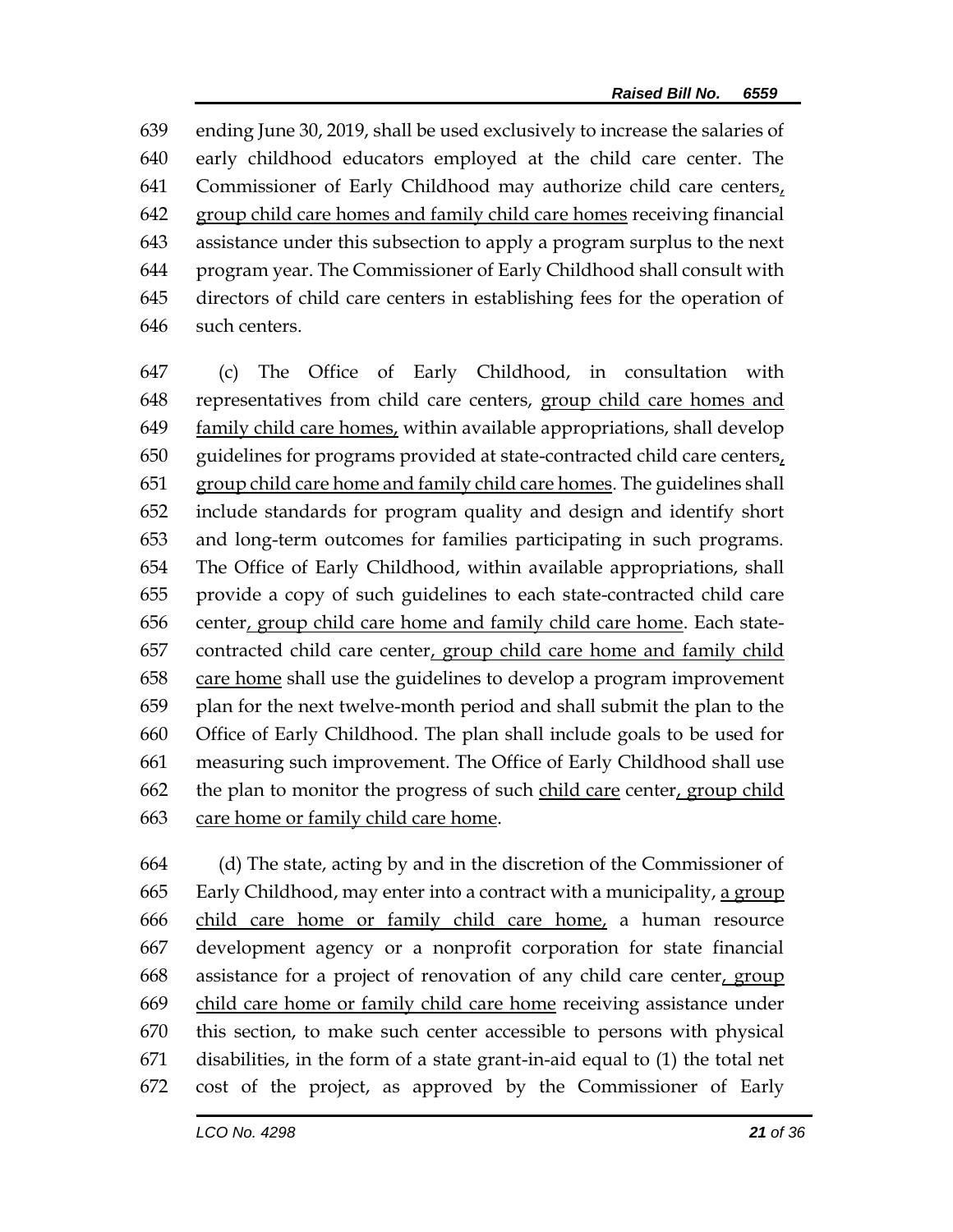639 ending June 30, 2019, shall be used exclusively to increase the salaries of
640 early childhood educators employed at the child care center. The
641 Commissioner of Early Childhood may authorize child care centers,
642 group child care homes and family child care homes receiving financial
643 assistance under this subsection to apply a program surplus to the next
644 program year. The Commissioner of Early Childhood shall consult with
645 directors of child care centers in establishing fees for the operation of
646 such centers.

647 (c) The Office of Early Childhood, in consultation with
648 representatives from child care centers, group child care homes and
649 family child care homes, within available appropriations, shall develop
650 guidelines for programs provided at state-contracted child care centers,
651 group child care home and family child care homes. The guidelines shall
652 include standards for program quality and design and identify short
653 and long-term outcomes for families participating in such programs.
654 The Office of Early Childhood, within available appropriations, shall
655 provide a copy of such guidelines to each state-contracted child care
656 center, group child care home and family child care home. Each state-
657 contracted child care center, group child care home and family child
658 care home shall use the guidelines to develop a program improvement
659 plan for the next twelve-month period and shall submit the plan to the
660 Office of Early Childhood. The plan shall include goals to be used for
661 measuring such improvement. The Office of Early Childhood shall use
662 the plan to monitor the progress of such child care center, group child
663 care home or family child care home.

664 (d) The state, acting by and in the discretion of the Commissioner of
665 Early Childhood, may enter into a contract with a municipality, a group
666 child care home or family child care home, a human resource
667 development agency or a nonprofit corporation for state financial
668 assistance for a project of renovation of any child care center, group
669 child care home or family child care home receiving assistance under
670 this section, to make such center accessible to persons with physical
671 disabilities, in the form of a state grant-in-aid equal to (1) the total net
672 cost of the project, as approved by the Commissioner of Early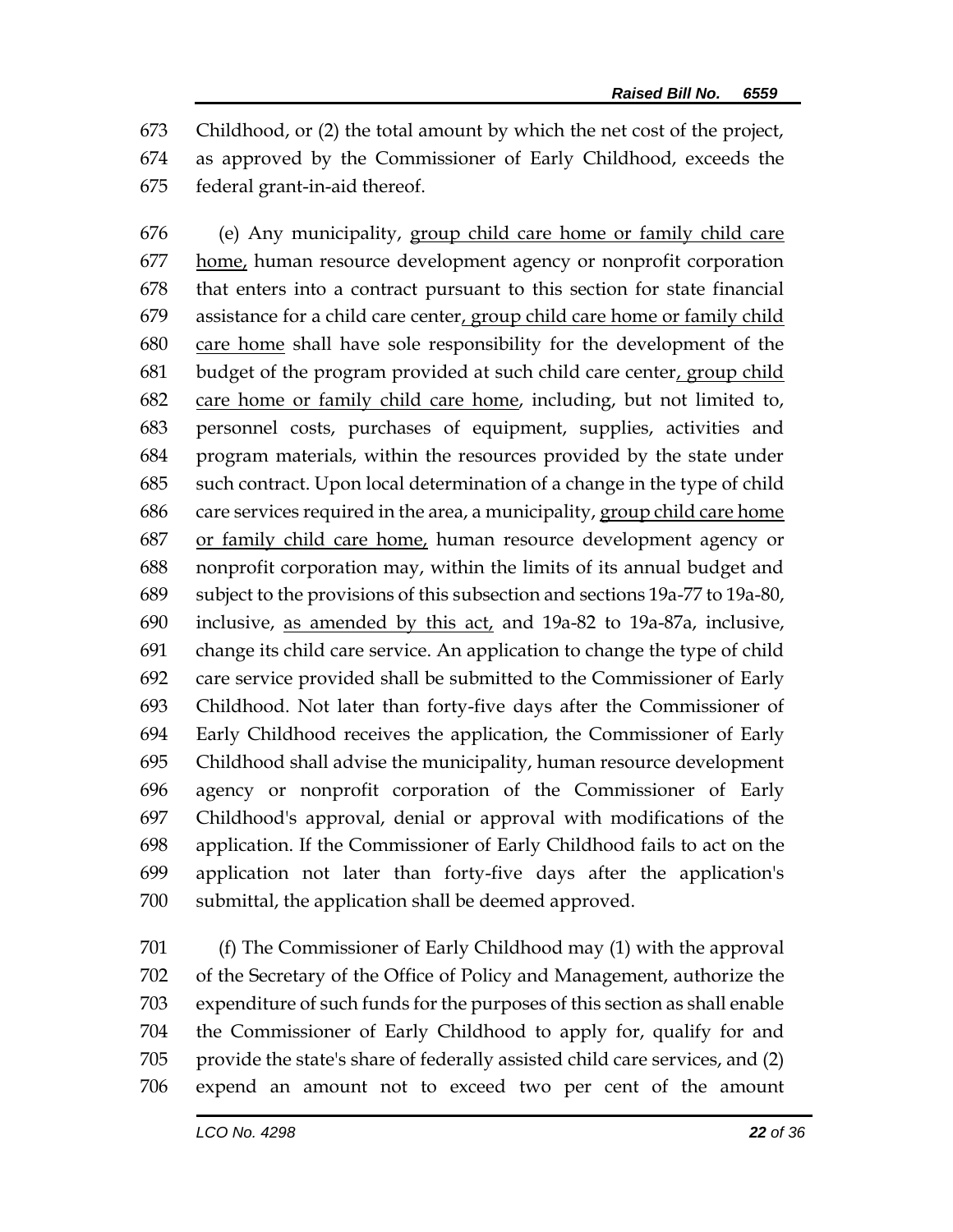Childhood, or (2) the total amount by which the net cost of the project, as approved by the Commissioner of Early Childhood, exceeds the federal grant-in-aid thereof.

(e) Any municipality, group child care home or family child care home, human resource development agency or nonprofit corporation that enters into a contract pursuant to this section for state financial assistance for a child care center, group child care home or family child care home shall have sole responsibility for the development of the budget of the program provided at such child care center, group child care home or family child care home, including, but not limited to, personnel costs, purchases of equipment, supplies, activities and program materials, within the resources provided by the state under such contract. Upon local determination of a change in the type of child care services required in the area, a municipality, group child care home or family child care home, human resource development agency or nonprofit corporation may, within the limits of its annual budget and subject to the provisions of this subsection and sections 19a-77 to 19a-80, inclusive, as amended by this act, and 19a-82 to 19a-87a, inclusive, change its child care service. An application to change the type of child care service provided shall be submitted to the Commissioner of Early Childhood. Not later than forty-five days after the Commissioner of Early Childhood receives the application, the Commissioner of Early Childhood shall advise the municipality, human resource development agency or nonprofit corporation of the Commissioner of Early Childhood's approval, denial or approval with modifications of the application. If the Commissioner of Early Childhood fails to act on the application not later than forty-five days after the application's submittal, the application shall be deemed approved.

(f) The Commissioner of Early Childhood may (1) with the approval of the Secretary of the Office of Policy and Management, authorize the expenditure of such funds for the purposes of this section as shall enable the Commissioner of Early Childhood to apply for, qualify for and provide the state's share of federally assisted child care services, and (2) expend an amount not to exceed two per cent of the amount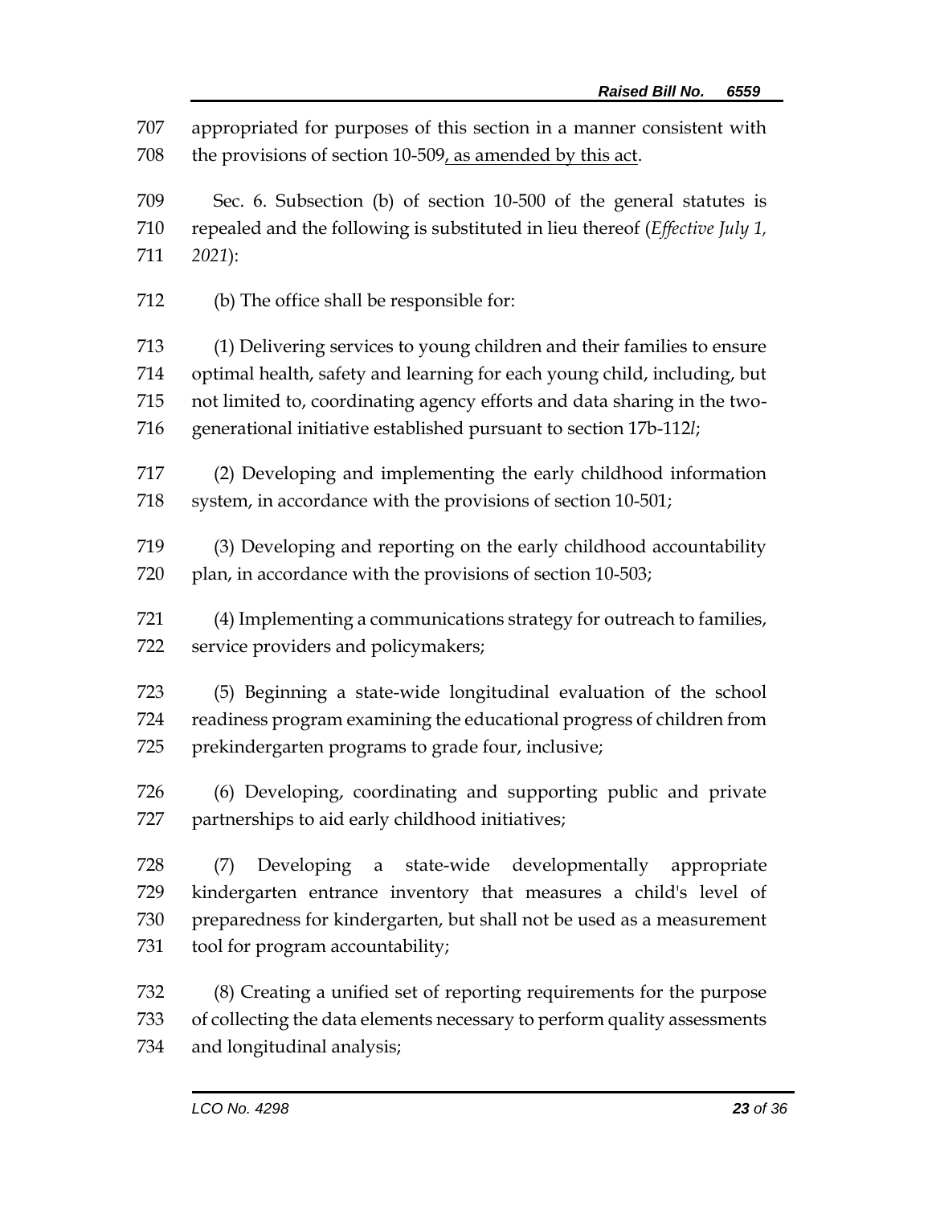appropriated for purposes of this section in a manner consistent with the provisions of section 10-509, as amended by this act.

Sec. 6. Subsection (b) of section 10-500 of the general statutes is repealed and the following is substituted in lieu thereof (*Effective July 1, 2021*):

(b) The office shall be responsible for:

(1) Delivering services to young children and their families to ensure optimal health, safety and learning for each young child, including, but not limited to, coordinating agency efforts and data sharing in the two-generational initiative established pursuant to section 17b-112*l*;

(2) Developing and implementing the early childhood information system, in accordance with the provisions of section 10-501;

(3) Developing and reporting on the early childhood accountability plan, in accordance with the provisions of section 10-503;

(4) Implementing a communications strategy for outreach to families, service providers and policymakers;

(5) Beginning a state-wide longitudinal evaluation of the school readiness program examining the educational progress of children from prekindergarten programs to grade four, inclusive;

(6) Developing, coordinating and supporting public and private partnerships to aid early childhood initiatives;

(7) Developing a state-wide developmentally appropriate kindergarten entrance inventory that measures a child's level of preparedness for kindergarten, but shall not be used as a measurement tool for program accountability;

(8) Creating a unified set of reporting requirements for the purpose of collecting the data elements necessary to perform quality assessments and longitudinal analysis;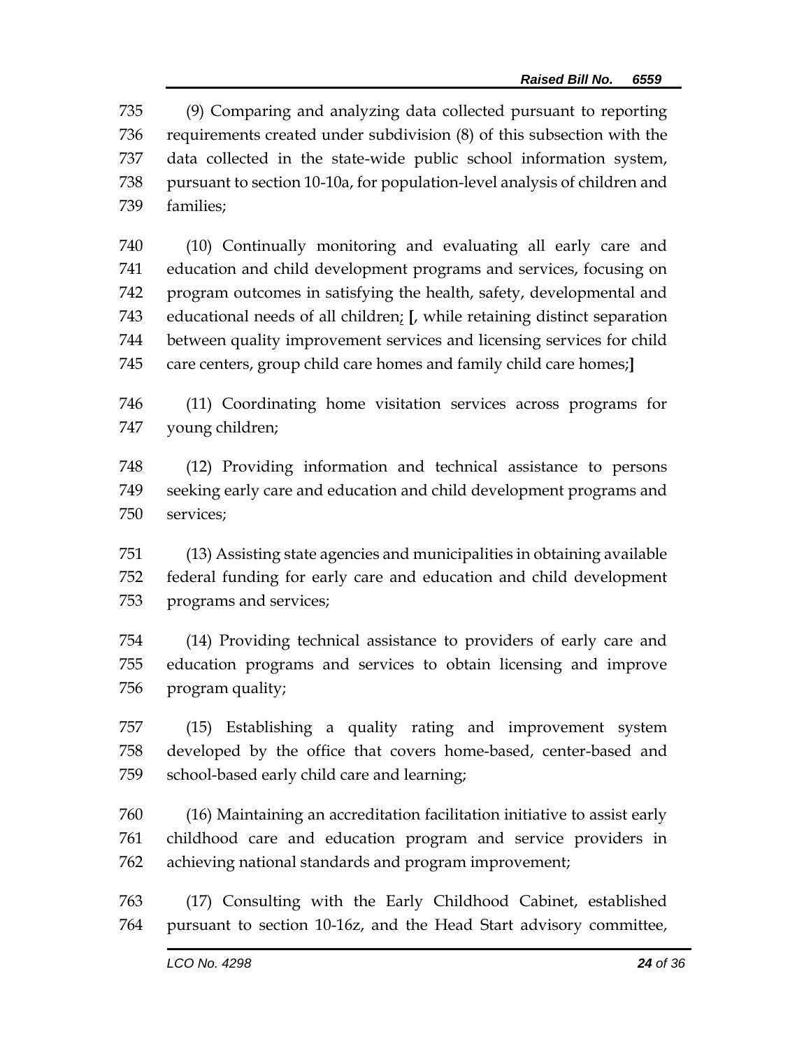735 (9) Comparing and analyzing data collected pursuant to reporting
736 requirements created under subdivision (8) of this subsection with the
737 data collected in the state-wide public school information system,
738 pursuant to section 10-10a, for population-level analysis of children and
739 families;

740 (10) Continually monitoring and evaluating all early care and
741 education and child development programs and services, focusing on
742 program outcomes in satisfying the health, safety, developmental and
743 educational needs of all children; **[**, while retaining distinct separation
744 between quality improvement services and licensing services for child
745 care centers, group child care homes and family child care homes;**]**

746 (11) Coordinating home visitation services across programs for
747 young children;

748 (12) Providing information and technical assistance to persons
749 seeking early care and education and child development programs and
750 services;

751 (13) Assisting state agencies and municipalities in obtaining available
752 federal funding for early care and education and child development
753 programs and services;

754 (14) Providing technical assistance to providers of early care and
755 education programs and services to obtain licensing and improve
756 program quality;

757 (15) Establishing a quality rating and improvement system
758 developed by the office that covers home-based, center-based and
759 school-based early child care and learning;

760 (16) Maintaining an accreditation facilitation initiative to assist early
761 childhood care and education program and service providers in
762 achieving national standards and program improvement;

763 (17) Consulting with the Early Childhood Cabinet, established
764 pursuant to section 10-16z, and the Head Start advisory committee,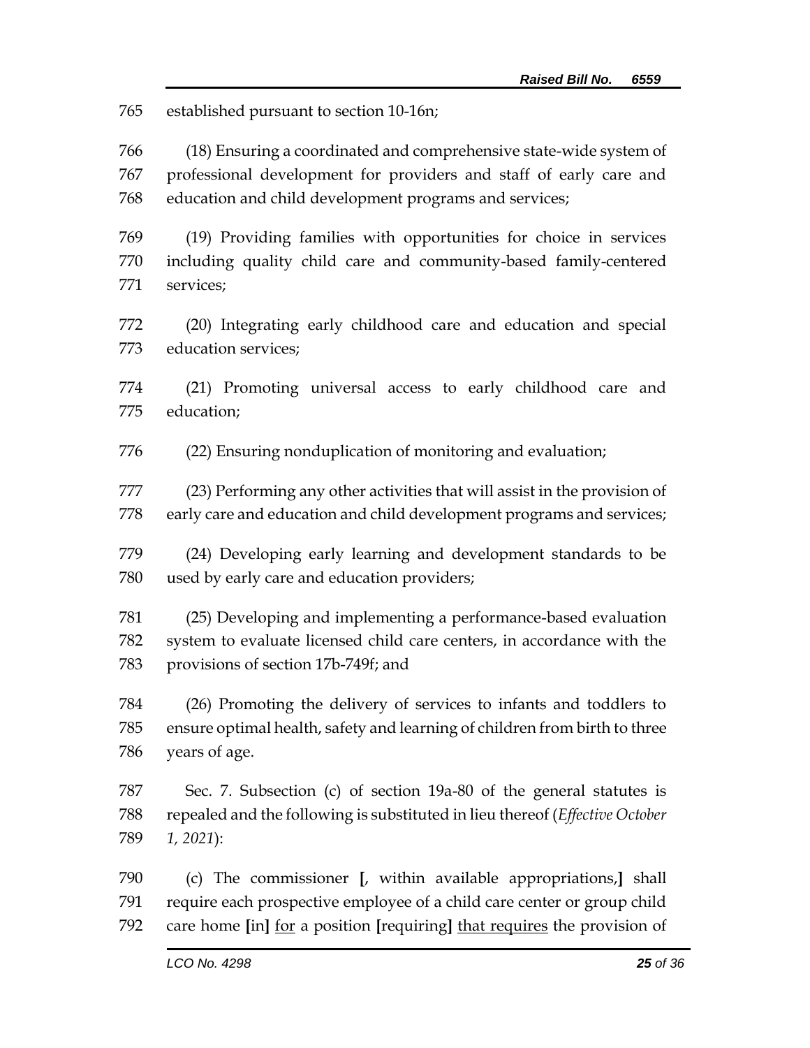established pursuant to section 10-16n;

(18) Ensuring a coordinated and comprehensive state-wide system of professional development for providers and staff of early care and education and child development programs and services;

(19) Providing families with opportunities for choice in services including quality child care and community-based family-centered services;

(20) Integrating early childhood care and education and special education services;

(21) Promoting universal access to early childhood care and education;

(22) Ensuring nonduplication of monitoring and evaluation;

(23) Performing any other activities that will assist in the provision of early care and education and child development programs and services;

(24) Developing early learning and development standards to be used by early care and education providers;

(25) Developing and implementing a performance-based evaluation system to evaluate licensed child care centers, in accordance with the provisions of section 17b-749f; and

(26) Promoting the delivery of services to infants and toddlers to ensure optimal health, safety and learning of children from birth to three years of age.

Sec. 7. Subsection (c) of section 19a-80 of the general statutes is repealed and the following is substituted in lieu thereof (*Effective October 1, 2021*):

(c) The commissioner **[**, within available appropriations,**]** shall require each prospective employee of a child care center or group child care home **[**in**]** <u>for</u> a position **[**requiring**]** <u>that requires</u> the provision of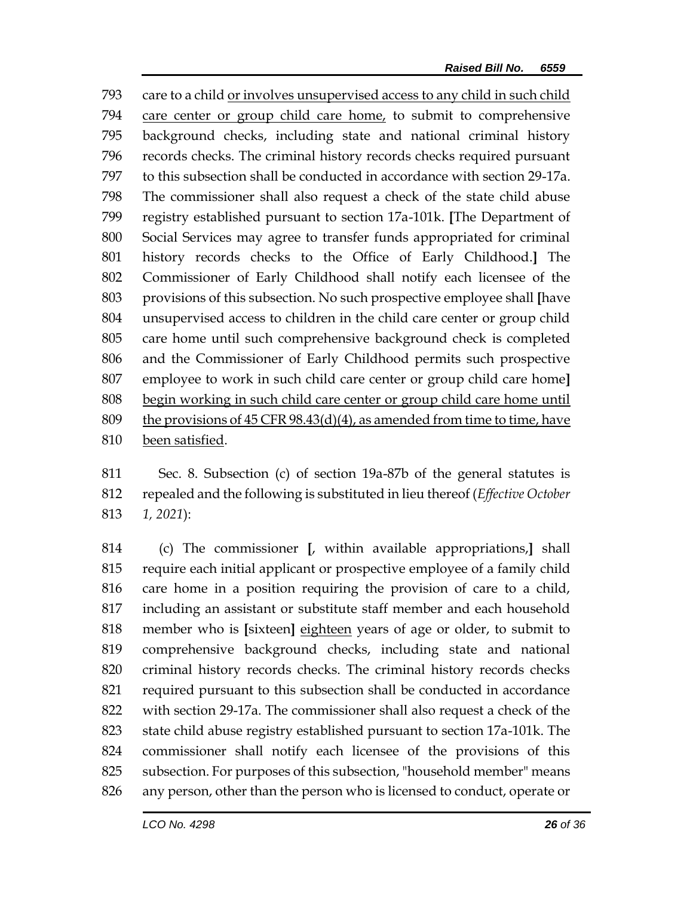793 care to a child <u>or involves unsupervised access to any child in such child</u>
794 <u>care center or group child care home,</u> to submit to comprehensive
795 background checks, including state and national criminal history
796 records checks. The criminal history records checks required pursuant
797 to this subsection shall be conducted in accordance with section 29-17a.
798 The commissioner shall also request a check of the state child abuse
799 registry established pursuant to section 17a-101k. **[**The Department of
800 Social Services may agree to transfer funds appropriated for criminal
801 history records checks to the Office of Early Childhood.**]** The
802 Commissioner of Early Childhood shall notify each licensee of the
803 provisions of this subsection. No such prospective employee shall **[**have
804 unsupervised access to children in the child care center or group child
805 care home until such comprehensive background check is completed
806 and the Commissioner of Early Childhood permits such prospective
807 employee to work in such child care center or group child care home**]**
808 <u>begin working in such child care center or group child care home until</u>
809 <u>the provisions of 45 CFR 98.43(d)(4), as amended from time to time, have</u>
810 <u>been satisfied</u>.

811 Sec. 8. Subsection (c) of section 19a-87b of the general statutes is
812 repealed and the following is substituted in lieu thereof (*Effective October*
813 *1, 2021*):

814 (c) The commissioner **[**, within available appropriations,**]** shall
815 require each initial applicant or prospective employee of a family child
816 care home in a position requiring the provision of care to a child,
817 including an assistant or substitute staff member and each household
818 member who is **[**sixteen**]** <u>eighteen</u> years of age or older, to submit to
819 comprehensive background checks, including state and national
820 criminal history records checks. The criminal history records checks
821 required pursuant to this subsection shall be conducted in accordance
822 with section 29-17a. The commissioner shall also request a check of the
823 state child abuse registry established pursuant to section 17a-101k. The
824 commissioner shall notify each licensee of the provisions of this
825 subsection. For purposes of this subsection, "household member" means
826 any person, other than the person who is licensed to conduct, operate or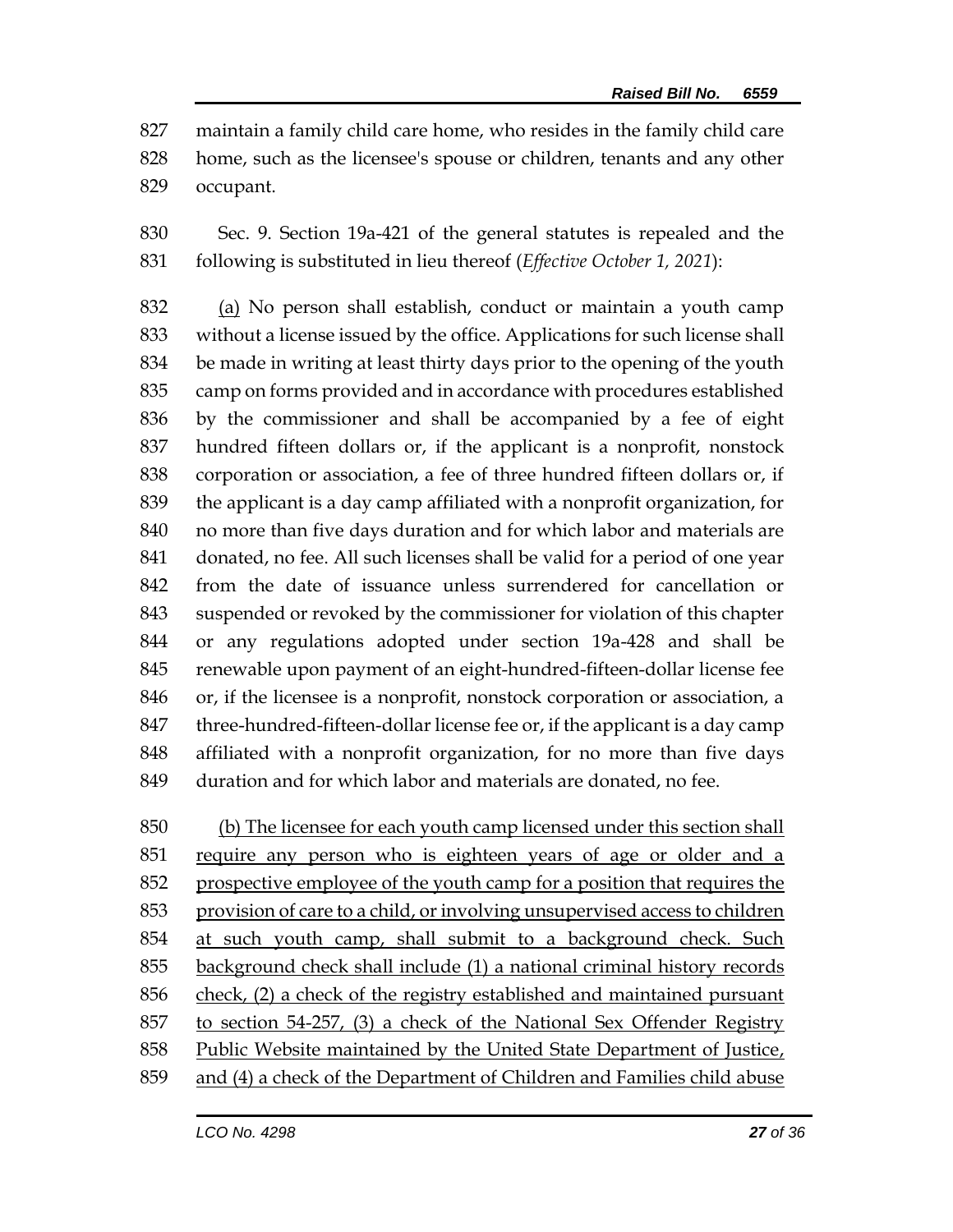maintain a family child care home, who resides in the family child care home, such as the licensee's spouse or children, tenants and any other occupant.

Sec. 9. Section 19a-421 of the general statutes is repealed and the following is substituted in lieu thereof (*Effective October 1, 2021*):

<u>(a)</u> No person shall establish, conduct or maintain a youth camp without a license issued by the office. Applications for such license shall be made in writing at least thirty days prior to the opening of the youth camp on forms provided and in accordance with procedures established by the commissioner and shall be accompanied by a fee of eight hundred fifteen dollars or, if the applicant is a nonprofit, nonstock corporation or association, a fee of three hundred fifteen dollars or, if the applicant is a day camp affiliated with a nonprofit organization, for no more than five days duration and for which labor and materials are donated, no fee. All such licenses shall be valid for a period of one year from the date of issuance unless surrendered for cancellation or suspended or revoked by the commissioner for violation of this chapter or any regulations adopted under section 19a-428 and shall be renewable upon payment of an eight-hundred-fifteen-dollar license fee or, if the licensee is a nonprofit, nonstock corporation or association, a three-hundred-fifteen-dollar license fee or, if the applicant is a day camp affiliated with a nonprofit organization, for no more than five days duration and for which labor and materials are donated, no fee.

<u>(b) The licensee for each youth camp licensed under this section shall require any person who is eighteen years of age or older and a prospective employee of the youth camp for a position that requires the provision of care to a child, or involving unsupervised access to children at such youth camp, shall submit to a background check. Such background check shall include (1) a national criminal history records check, (2) a check of the registry established and maintained pursuant to section 54-257, (3) a check of the National Sex Offender Registry Public Website maintained by the United State Department of Justice, and (4) a check of the Department of Children and Families child abuse</u>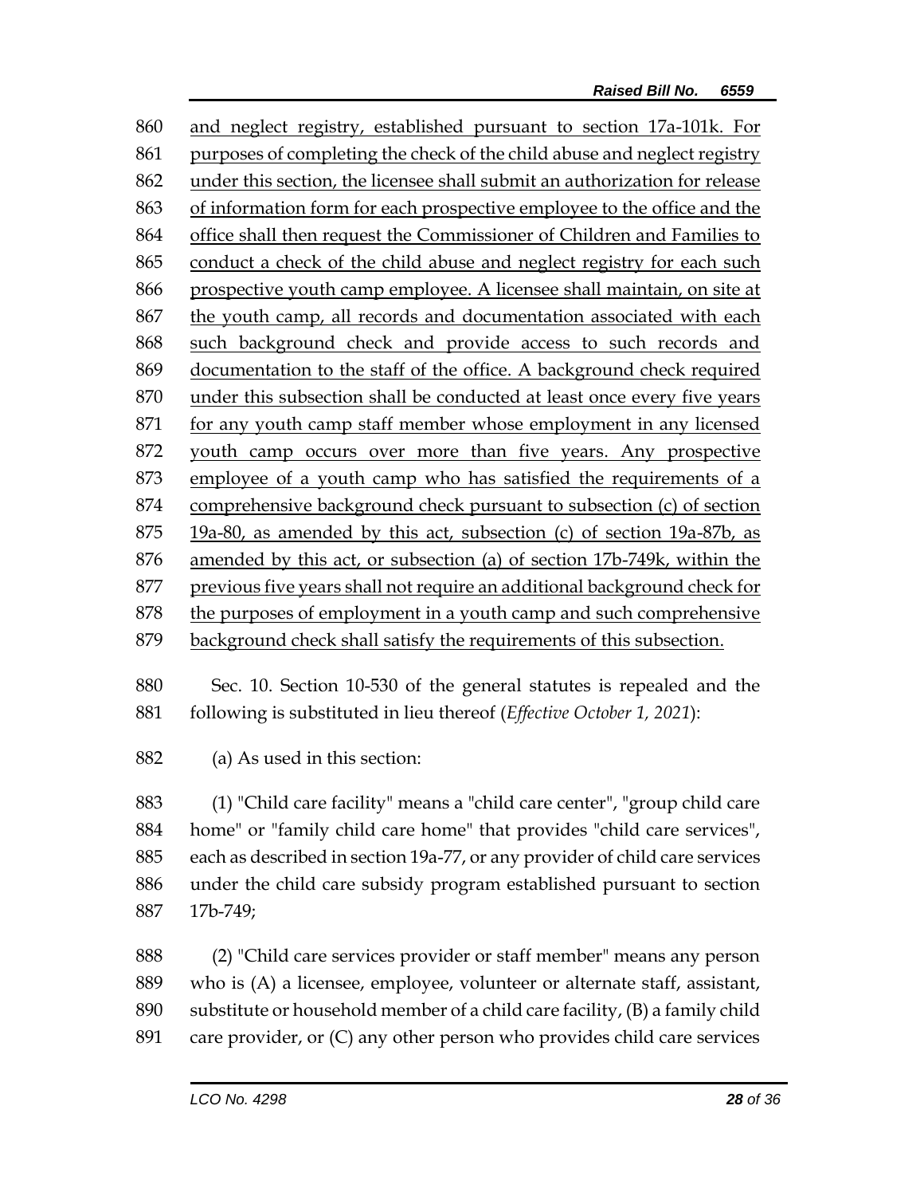860 and neglect registry, established pursuant to section 17a-101k. For
861 purposes of completing the check of the child abuse and neglect registry
862 under this section, the licensee shall submit an authorization for release
863 of information form for each prospective employee to the office and the
864 office shall then request the Commissioner of Children and Families to
865 conduct a check of the child abuse and neglect registry for each such
866 prospective youth camp employee. A licensee shall maintain, on site at
867 the youth camp, all records and documentation associated with each
868 such background check and provide access to such records and
869 documentation to the staff of the office. A background check required
870 under this subsection shall be conducted at least once every five years
871 for any youth camp staff member whose employment in any licensed
872 youth camp occurs over more than five years. Any prospective
873 employee of a youth camp who has satisfied the requirements of a
874 comprehensive background check pursuant to subsection (c) of section
875 19a-80, as amended by this act, subsection (c) of section 19a-87b, as
876 amended by this act, or subsection (a) of section 17b-749k, within the
877 previous five years shall not require an additional background check for
878 the purposes of employment in a youth camp and such comprehensive
879 background check shall satisfy the requirements of this subsection.

880 Sec. 10. Section 10-530 of the general statutes is repealed and the
881 following is substituted in lieu thereof (*Effective October 1, 2021*):

882 (a) As used in this section:

883 (1) "Child care facility" means a "child care center", "group child care
884 home" or "family child care home" that provides "child care services",
885 each as described in section 19a-77, or any provider of child care services
886 under the child care subsidy program established pursuant to section
887 17b-749;

888 (2) "Child care services provider or staff member" means any person
889 who is (A) a licensee, employee, volunteer or alternate staff, assistant,
890 substitute or household member of a child care facility, (B) a family child
891 care provider, or (C) any other person who provides child care services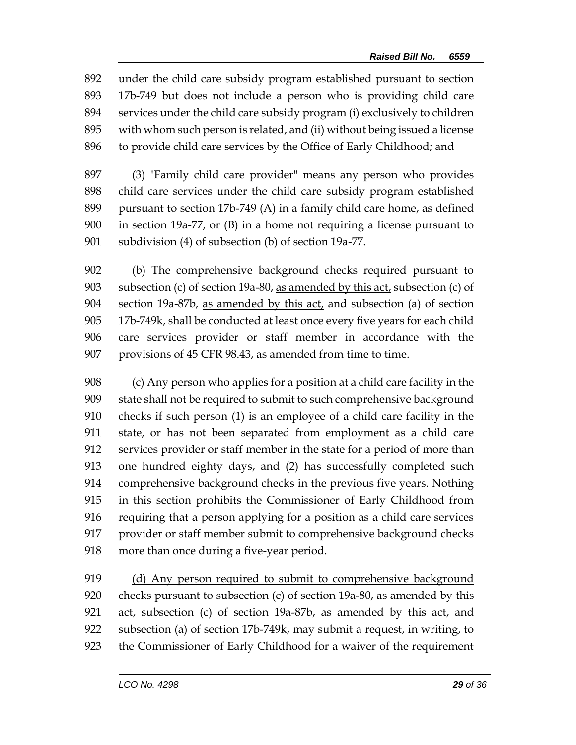892 under the child care subsidy program established pursuant to section 893 17b-749 but does not include a person who is providing child care 894 services under the child care subsidy program (i) exclusively to children 895 with whom such person is related, and (ii) without being issued a license 896 to provide child care services by the Office of Early Childhood; and

897 (3) "Family child care provider" means any person who provides 898 child care services under the child care subsidy program established 899 pursuant to section 17b-749 (A) in a family child care home, as defined 900 in section 19a-77, or (B) in a home not requiring a license pursuant to 901 subdivision (4) of subsection (b) of section 19a-77.

902 (b) The comprehensive background checks required pursuant to 903 subsection (c) of section 19a-80, <u>as amended by this act,</u> subsection (c) of 904 section 19a-87b, <u>as amended by this act,</u> and subsection (a) of section 905 17b-749k, shall be conducted at least once every five years for each child 906 care services provider or staff member in accordance with the 907 provisions of 45 CFR 98.43, as amended from time to time.

908 (c) Any person who applies for a position at a child care facility in the 909 state shall not be required to submit to such comprehensive background 910 checks if such person (1) is an employee of a child care facility in the 911 state, or has not been separated from employment as a child care 912 services provider or staff member in the state for a period of more than 913 one hundred eighty days, and (2) has successfully completed such 914 comprehensive background checks in the previous five years. Nothing 915 in this section prohibits the Commissioner of Early Childhood from 916 requiring that a person applying for a position as a child care services 917 provider or staff member submit to comprehensive background checks 918 more than once during a five-year period.

919 <u>(d) Any person required to submit to comprehensive background</u> 920 <u>checks pursuant to subsection (c) of section 19a-80, as amended by this</u> 921 <u>act, subsection (c) of section 19a-87b, as amended by this act, and</u> 922 <u>subsection (a) of section 17b-749k, may submit a request, in writing, to</u> 923 <u>the Commissioner of Early Childhood for a waiver of the requirement</u>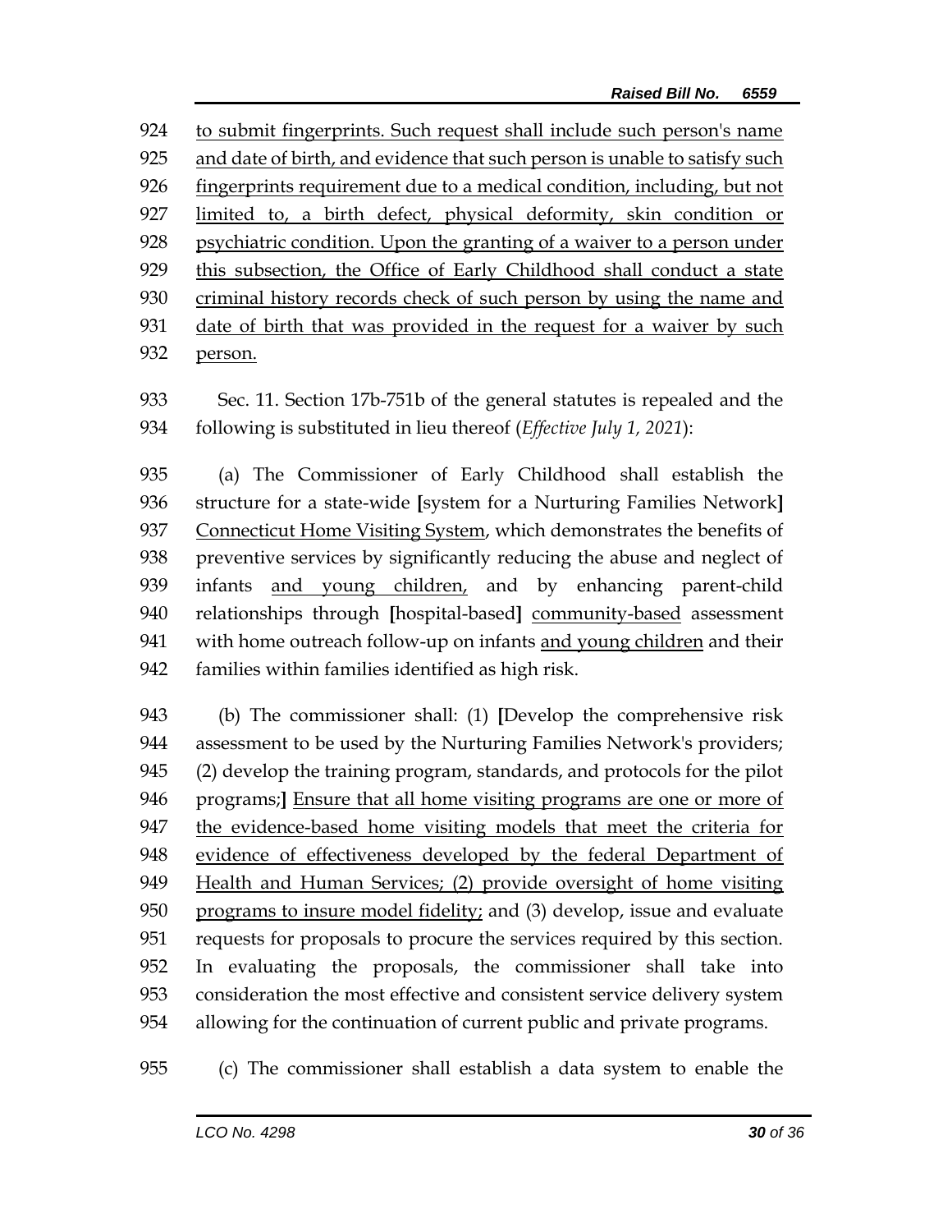924 to submit fingerprints. Such request shall include such person's name
925 and date of birth, and evidence that such person is unable to satisfy such
926 fingerprints requirement due to a medical condition, including, but not
927 limited to, a birth defect, physical deformity, skin condition or
928 psychiatric condition. Upon the granting of a waiver to a person under
929 this subsection, the Office of Early Childhood shall conduct a state
930 criminal history records check of such person by using the name and
931 date of birth that was provided in the request for a waiver by such
932 person.

933 Sec. 11. Section 17b-751b of the general statutes is repealed and the
934 following is substituted in lieu thereof (*Effective July 1, 2021*):

935 (a) The Commissioner of Early Childhood shall establish the
936 structure for a state-wide [system for a Nurturing Families Network]
937 Connecticut Home Visiting System, which demonstrates the benefits of
938 preventive services by significantly reducing the abuse and neglect of
939 infants and young children, and by enhancing parent-child
940 relationships through [hospital-based] community-based assessment
941 with home outreach follow-up on infants and young children and their
942 families within families identified as high risk.

943 (b) The commissioner shall: (1) [Develop the comprehensive risk
944 assessment to be used by the Nurturing Families Network's providers;
945 (2) develop the training program, standards, and protocols for the pilot
946 programs;] Ensure that all home visiting programs are one or more of
947 the evidence-based home visiting models that meet the criteria for
948 evidence of effectiveness developed by the federal Department of
949 Health and Human Services; (2) provide oversight of home visiting
950 programs to insure model fidelity; and (3) develop, issue and evaluate
951 requests for proposals to procure the services required by this section.
952 In evaluating the proposals, the commissioner shall take into
953 consideration the most effective and consistent service delivery system
954 allowing for the continuation of current public and private programs.

955 (c) The commissioner shall establish a data system to enable the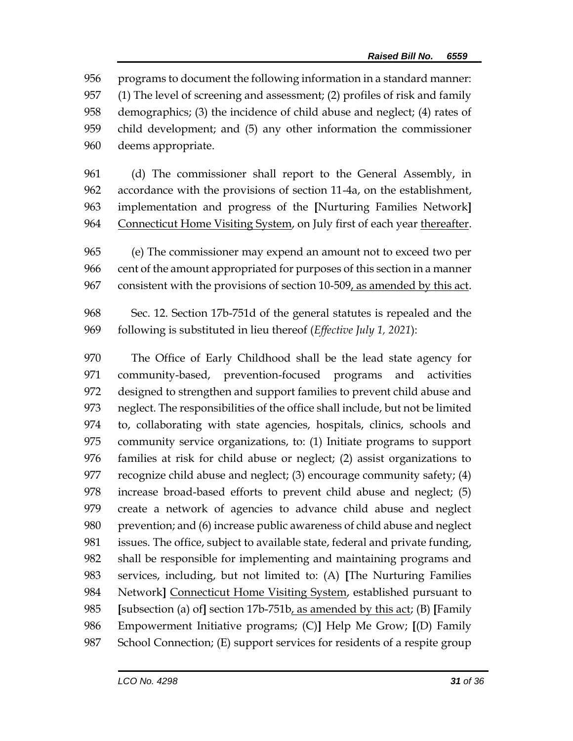programs to document the following information in a standard manner: (1) The level of screening and assessment; (2) profiles of risk and family demographics; (3) the incidence of child abuse and neglect; (4) rates of child development; and (5) any other information the commissioner deems appropriate.

(d) The commissioner shall report to the General Assembly, in accordance with the provisions of section 11-4a, on the establishment, implementation and progress of the [Nurturing Families Network] Connecticut Home Visiting System, on July first of each year thereafter.

(e) The commissioner may expend an amount not to exceed two per cent of the amount appropriated for purposes of this section in a manner consistent with the provisions of section 10-509, as amended by this act.

Sec. 12. Section 17b-751d of the general statutes is repealed and the following is substituted in lieu thereof (*Effective July 1, 2021*):

The Office of Early Childhood shall be the lead state agency for community-based, prevention-focused programs and activities designed to strengthen and support families to prevent child abuse and neglect. The responsibilities of the office shall include, but not be limited to, collaborating with state agencies, hospitals, clinics, schools and community service organizations, to: (1) Initiate programs to support families at risk for child abuse or neglect; (2) assist organizations to recognize child abuse and neglect; (3) encourage community safety; (4) increase broad-based efforts to prevent child abuse and neglect; (5) create a network of agencies to advance child abuse and neglect prevention; and (6) increase public awareness of child abuse and neglect issues. The office, subject to available state, federal and private funding, shall be responsible for implementing and maintaining programs and services, including, but not limited to: (A) [The Nurturing Families Network] Connecticut Home Visiting System, established pursuant to [subsection (a) of] section 17b-751b, as amended by this act; (B) [Family Empowerment Initiative programs; (C)] Help Me Grow; [(D) Family School Connection; (E) support services for residents of a respite group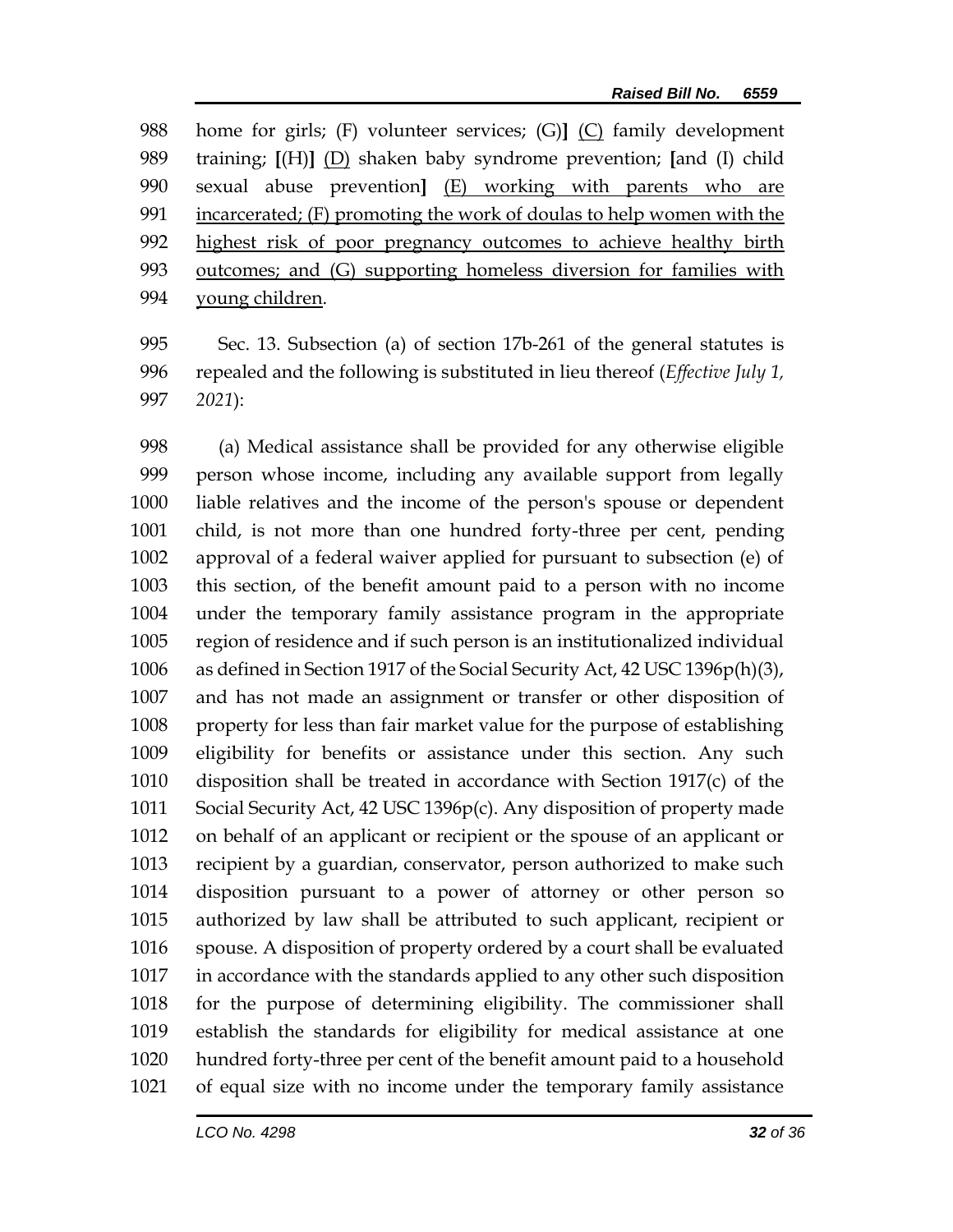988 home for girls; (F) volunteer services; (G)] (C) family development
989 training; [(H)] (D) shaken baby syndrome prevention; [and (I) child
990 sexual abuse prevention] (E) working with parents who are
991 incarcerated; (F) promoting the work of doulas to help women with the
992 highest risk of poor pregnancy outcomes to achieve healthy birth
993 outcomes; and (G) supporting homeless diversion for families with
994 young children.

995 Sec. 13. Subsection (a) of section 17b-261 of the general statutes is
996 repealed and the following is substituted in lieu thereof (*Effective July 1,*
997 *2021*):

998 (a) Medical assistance shall be provided for any otherwise eligible
999 person whose income, including any available support from legally
1000 liable relatives and the income of the person's spouse or dependent
1001 child, is not more than one hundred forty-three per cent, pending
1002 approval of a federal waiver applied for pursuant to subsection (e) of
1003 this section, of the benefit amount paid to a person with no income
1004 under the temporary family assistance program in the appropriate
1005 region of residence and if such person is an institutionalized individual
1006 as defined in Section 1917 of the Social Security Act, 42 USC 1396p(h)(3),
1007 and has not made an assignment or transfer or other disposition of
1008 property for less than fair market value for the purpose of establishing
1009 eligibility for benefits or assistance under this section. Any such
1010 disposition shall be treated in accordance with Section 1917(c) of the
1011 Social Security Act, 42 USC 1396p(c). Any disposition of property made
1012 on behalf of an applicant or recipient or the spouse of an applicant or
1013 recipient by a guardian, conservator, person authorized to make such
1014 disposition pursuant to a power of attorney or other person so
1015 authorized by law shall be attributed to such applicant, recipient or
1016 spouse. A disposition of property ordered by a court shall be evaluated
1017 in accordance with the standards applied to any other such disposition
1018 for the purpose of determining eligibility. The commissioner shall
1019 establish the standards for eligibility for medical assistance at one
1020 hundred forty-three per cent of the benefit amount paid to a household
1021 of equal size with no income under the temporary family assistance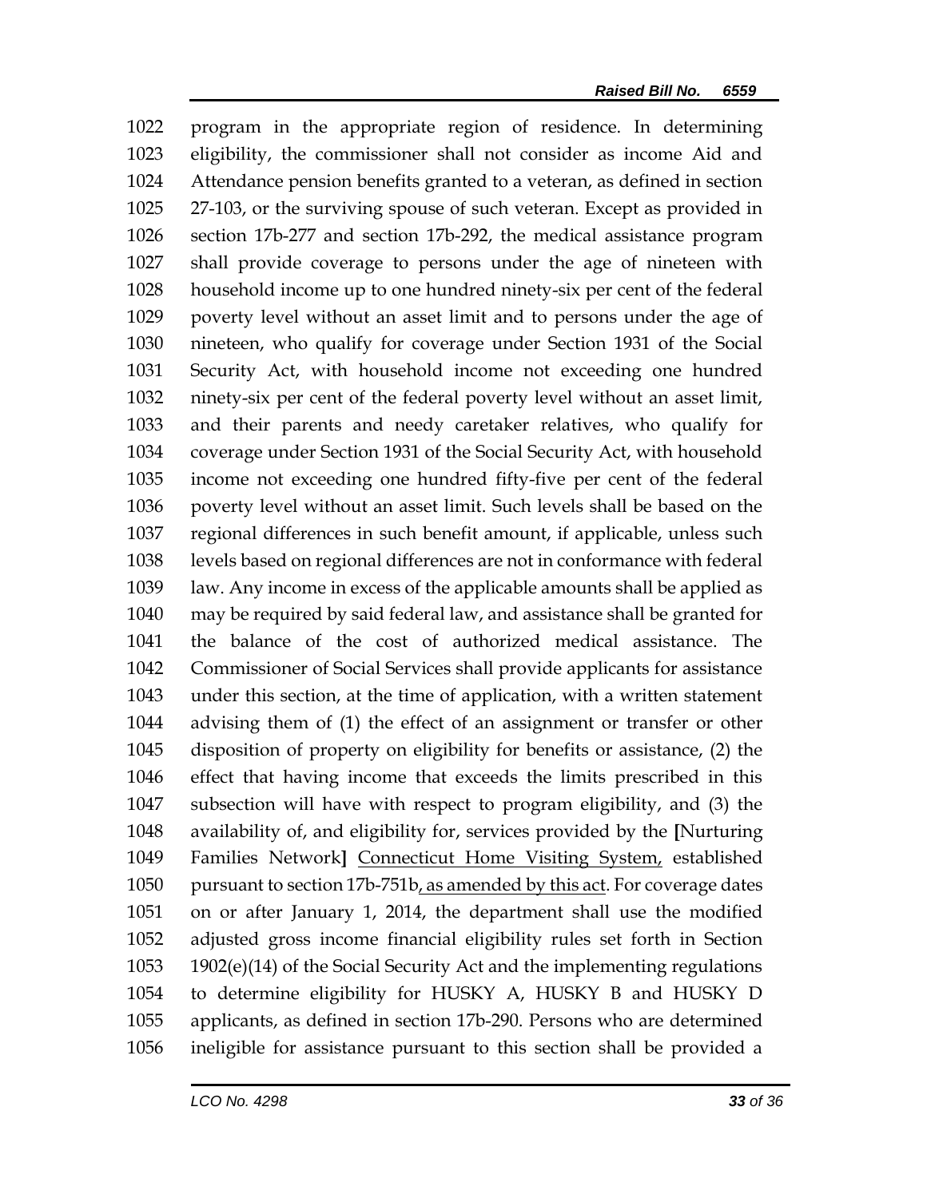1022 program in the appropriate region of residence. In determining
1023 eligibility, the commissioner shall not consider as income Aid and
1024 Attendance pension benefits granted to a veteran, as defined in section
1025 27-103, or the surviving spouse of such veteran. Except as provided in
1026 section 17b-277 and section 17b-292, the medical assistance program
1027 shall provide coverage to persons under the age of nineteen with
1028 household income up to one hundred ninety-six per cent of the federal
1029 poverty level without an asset limit and to persons under the age of
1030 nineteen, who qualify for coverage under Section 1931 of the Social
1031 Security Act, with household income not exceeding one hundred
1032 ninety-six per cent of the federal poverty level without an asset limit,
1033 and their parents and needy caretaker relatives, who qualify for
1034 coverage under Section 1931 of the Social Security Act, with household
1035 income not exceeding one hundred fifty-five per cent of the federal
1036 poverty level without an asset limit. Such levels shall be based on the
1037 regional differences in such benefit amount, if applicable, unless such
1038 levels based on regional differences are not in conformance with federal
1039 law. Any income in excess of the applicable amounts shall be applied as
1040 may be required by said federal law, and assistance shall be granted for
1041 the balance of the cost of authorized medical assistance. The
1042 Commissioner of Social Services shall provide applicants for assistance
1043 under this section, at the time of application, with a written statement
1044 advising them of (1) the effect of an assignment or transfer or other
1045 disposition of property on eligibility for benefits or assistance, (2) the
1046 effect that having income that exceeds the limits prescribed in this
1047 subsection will have with respect to program eligibility, and (3) the
1048 availability of, and eligibility for, services provided by the **[**Nurturing
1049 Families Network**]** <u>Connecticut Home Visiting System,</u> established
1050 pursuant to section 17b-751b<u>, as amended by this act</u>. For coverage dates
1051 on or after January 1, 2014, the department shall use the modified
1052 adjusted gross income financial eligibility rules set forth in Section
1053 1902(e)(14) of the Social Security Act and the implementing regulations
1054 to determine eligibility for HUSKY A, HUSKY B and HUSKY D
1055 applicants, as defined in section 17b-290. Persons who are determined
1056 ineligible for assistance pursuant to this section shall be provided a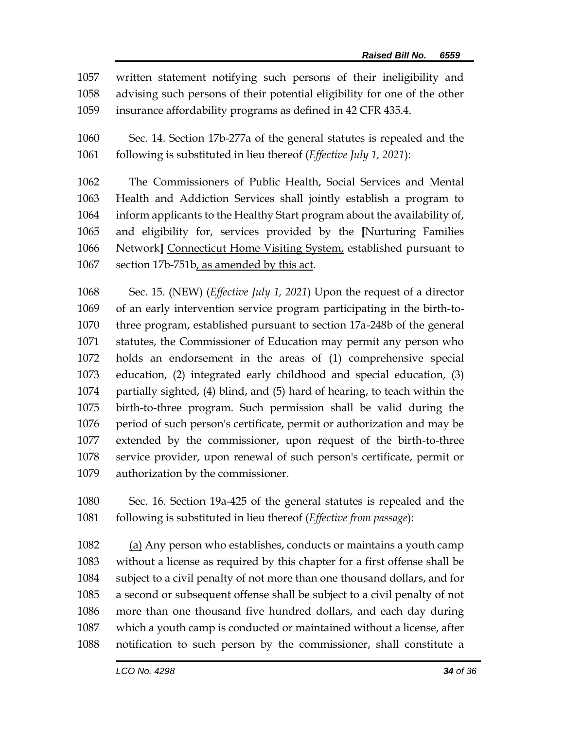1057 written statement notifying such persons of their ineligibility and
1058 advising such persons of their potential eligibility for one of the other
1059 insurance affordability programs as defined in 42 CFR 435.4.

1060 Sec. 14. Section 17b-277a of the general statutes is repealed and the
1061 following is substituted in lieu thereof (*Effective July 1, 2021*):

1062 The Commissioners of Public Health, Social Services and Mental
1063 Health and Addiction Services shall jointly establish a program to
1064 inform applicants to the Healthy Start program about the availability of,
1065 and eligibility for, services provided by the [Nurturing Families
1066 Network] <u>Connecticut Home Visiting System,</u> established pursuant to
1067 section 17b-751b<u>, as amended by this act</u>.

1068 Sec. 15. (NEW) (*Effective July 1, 2021*) Upon the request of a director
1069 of an early intervention service program participating in the birth-to-
1070 three program, established pursuant to section 17a-248b of the general
1071 statutes, the Commissioner of Education may permit any person who
1072 holds an endorsement in the areas of (1) comprehensive special
1073 education, (2) integrated early childhood and special education, (3)
1074 partially sighted, (4) blind, and (5) hard of hearing, to teach within the
1075 birth-to-three program. Such permission shall be valid during the
1076 period of such person's certificate, permit or authorization and may be
1077 extended by the commissioner, upon request of the birth-to-three
1078 service provider, upon renewal of such person's certificate, permit or
1079 authorization by the commissioner.

1080 Sec. 16. Section 19a-425 of the general statutes is repealed and the
1081 following is substituted in lieu thereof (*Effective from passage*):

1082 <u>(a)</u> Any person who establishes, conducts or maintains a youth camp
1083 without a license as required by this chapter for a first offense shall be
1084 subject to a civil penalty of not more than one thousand dollars, and for
1085 a second or subsequent offense shall be subject to a civil penalty of not
1086 more than one thousand five hundred dollars, and each day during
1087 which a youth camp is conducted or maintained without a license, after
1088 notification to such person by the commissioner, shall constitute a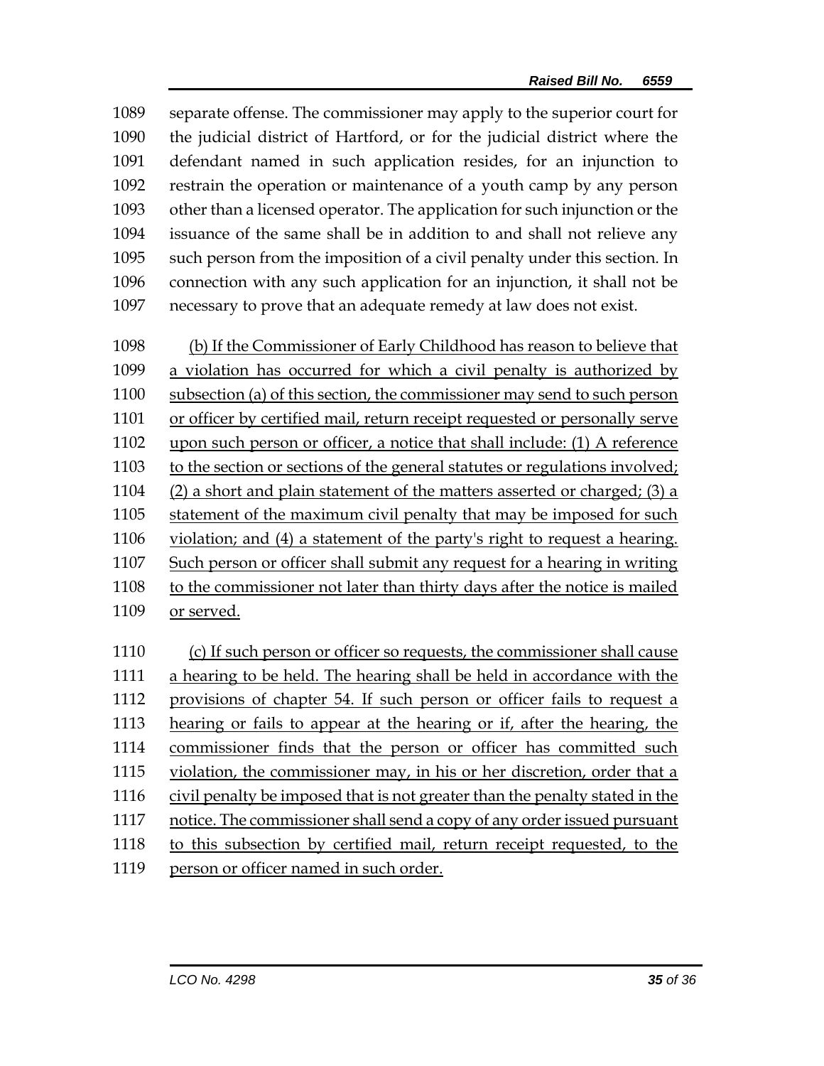separate offense. The commissioner may apply to the superior court for the judicial district of Hartford, or for the judicial district where the defendant named in such application resides, for an injunction to restrain the operation or maintenance of a youth camp by any person other than a licensed operator. The application for such injunction or the issuance of the same shall be in addition to and shall not relieve any such person from the imposition of a civil penalty under this section. In connection with any such application for an injunction, it shall not be necessary to prove that an adequate remedy at law does not exist.

<u>(b) If the Commissioner of Early Childhood has reason to believe that a violation has occurred for which a civil penalty is authorized by subsection (a) of this section, the commissioner may send to such person or officer by certified mail, return receipt requested or personally serve upon such person or officer, a notice that shall include: (1) A reference to the section or sections of the general statutes or regulations involved; (2) a short and plain statement of the matters asserted or charged; (3) a statement of the maximum civil penalty that may be imposed for such violation; and (4) a statement of the party's right to request a hearing. Such person or officer shall submit any request for a hearing in writing to the commissioner not later than thirty days after the notice is mailed or served.</u>

<u>(c) If such person or officer so requests, the commissioner shall cause a hearing to be held. The hearing shall be held in accordance with the provisions of chapter 54. If such person or officer fails to request a hearing or fails to appear at the hearing or if, after the hearing, the commissioner finds that the person or officer has committed such violation, the commissioner may, in his or her discretion, order that a civil penalty be imposed that is not greater than the penalty stated in the notice. The commissioner shall send a copy of any order issued pursuant to this subsection by certified mail, return receipt requested, to the person or officer named in such order.</u>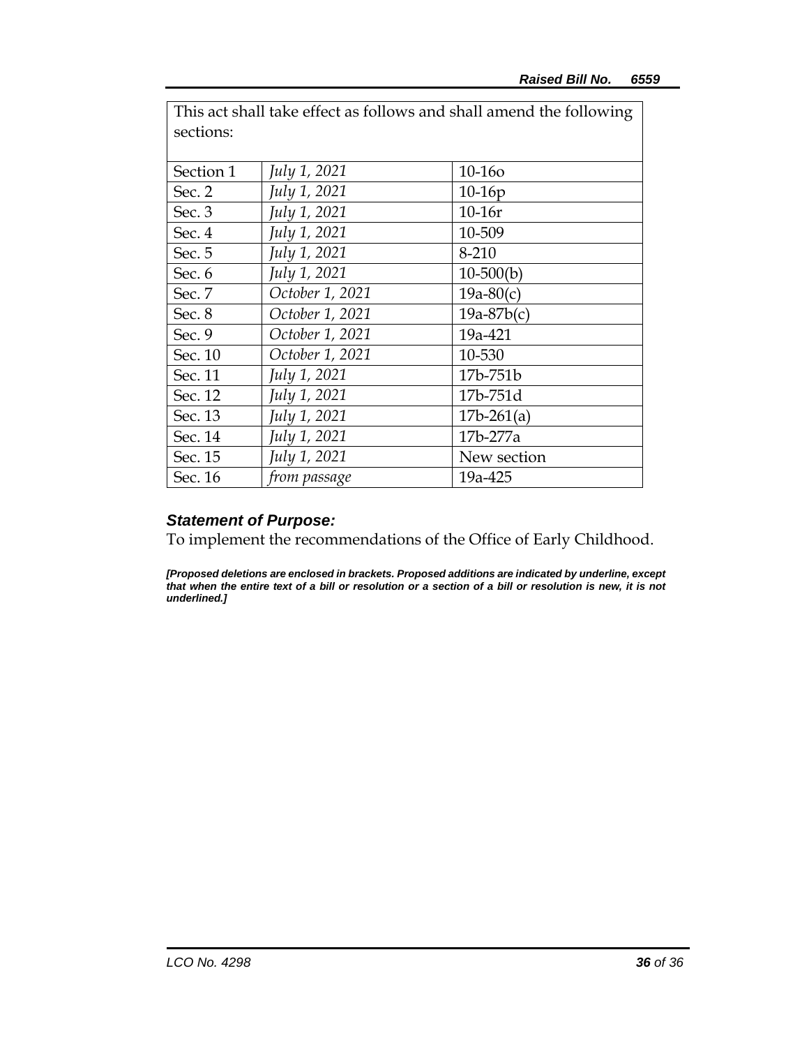This act shall take effect as follows and shall amend the following sections:

| | | |
|---|---|---|
| Section 1 | *July 1, 2021* | 10-16o |
| Sec. 2 | *July 1, 2021* | 10-16p |
| Sec. 3 | *July 1, 2021* | 10-16r |
| Sec. 4 | *July 1, 2021* | 10-509 |
| Sec. 5 | *July 1, 2021* | 8-210 |
| Sec. 6 | *July 1, 2021* | 10-500(b) |
| Sec. 7 | *October 1, 2021* | 19a-80(c) |
| Sec. 8 | *October 1, 2021* | 19a-87b(c) |
| Sec. 9 | *October 1, 2021* | 19a-421 |
| Sec. 10 | *October 1, 2021* | 10-530 |
| Sec. 11 | *July 1, 2021* | 17b-751b |
| Sec. 12 | *July 1, 2021* | 17b-751d |
| Sec. 13 | *July 1, 2021* | 17b-261(a) |
| Sec. 14 | *July 1, 2021* | 17b-277a |
| Sec. 15 | *July 1, 2021* | New section |
| Sec. 16 | *from passage* | 19a-425 |

### *Statement of Purpose:*

To implement the recommendations of the Office of Early Childhood.

***[Proposed deletions are enclosed in brackets. Proposed additions are indicated by underline, except that when the entire text of a bill or resolution or a section of a bill or resolution is new, it is not underlined.]***